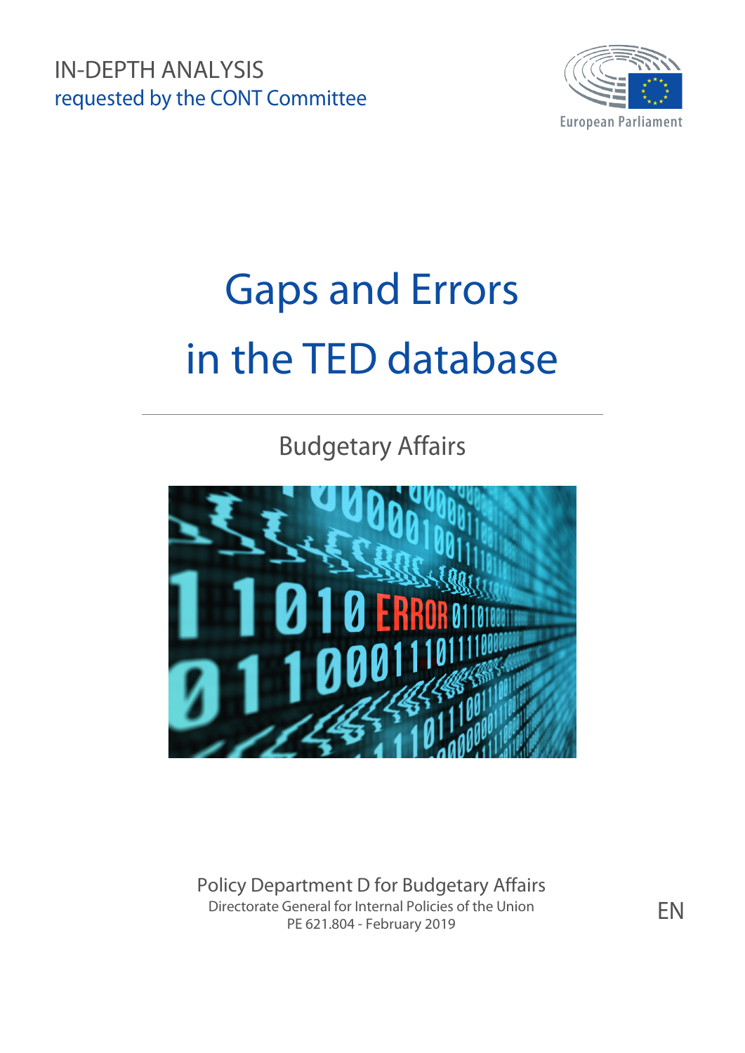IN-DEPTH ANALYSIS

requested by the CONT Committee

European Parliament

# Gaps and Errors in the TED database

Budgetary Affairs

Policy Department D for Budgetary Affairs

Directorate General for Internal Policies of the Union

PE 621.804 - February 2019

EN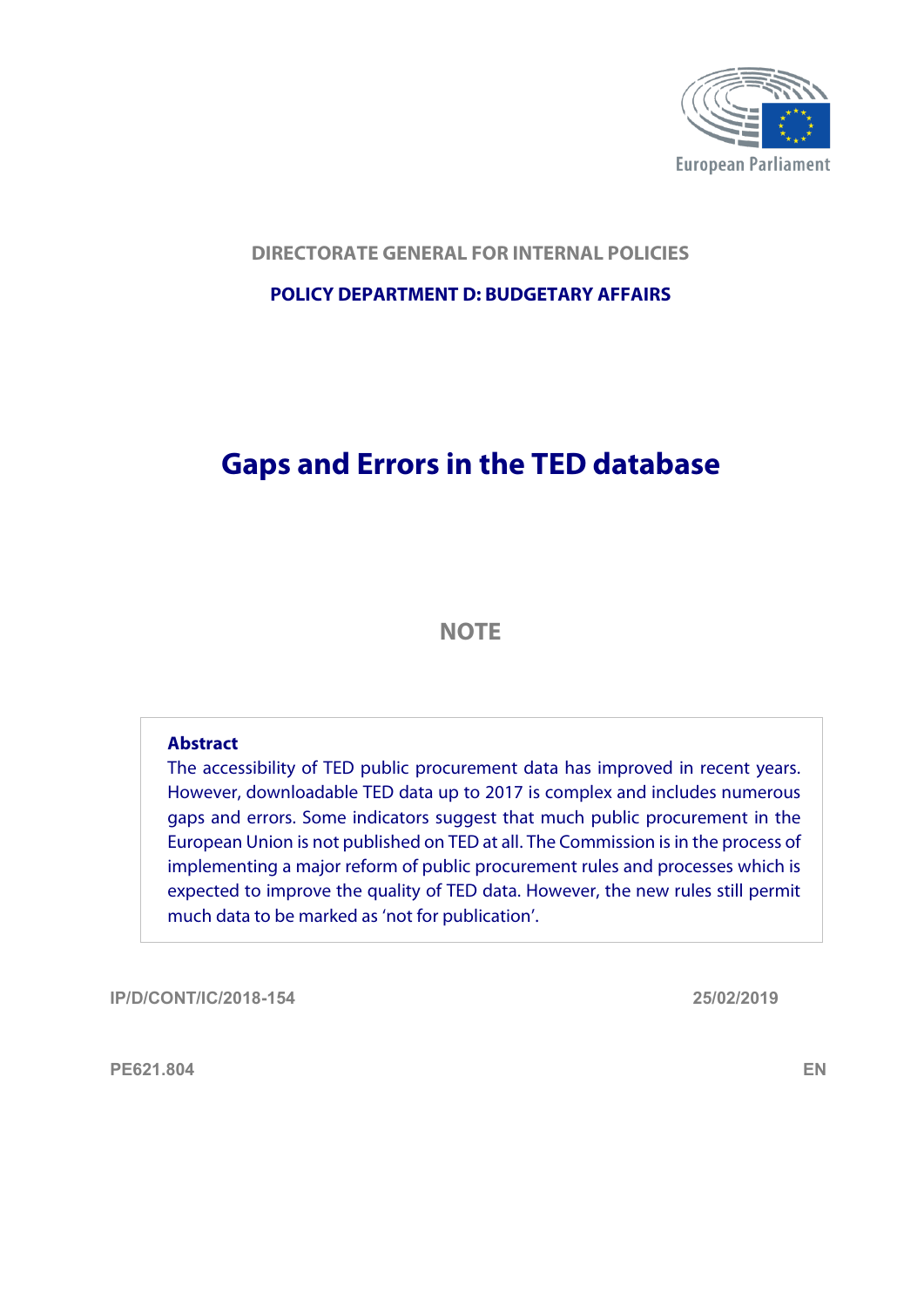DIRECTORATE GENERAL FOR INTERNAL POLICIES

**POLICY DEPARTMENT D: BUDGETARY AFFAIRS**

# Gaps and Errors in the TED database

## NOTE

**Abstract**

The accessibility of TED public procurement data has improved in recent years. However, downloadable TED data up to 2017 is complex and includes numerous gaps and errors. Some indicators suggest that much public procurement in the European Union is not published on TED at all. The Commission is in the process of implementing a major reform of public procurement rules and processes which is expected to improve the quality of TED data. However, the new rules still permit much data to be marked as 'not for publication'.

IP/D/CONT/IC/2018-154 25/02/2019

PE621.804 EN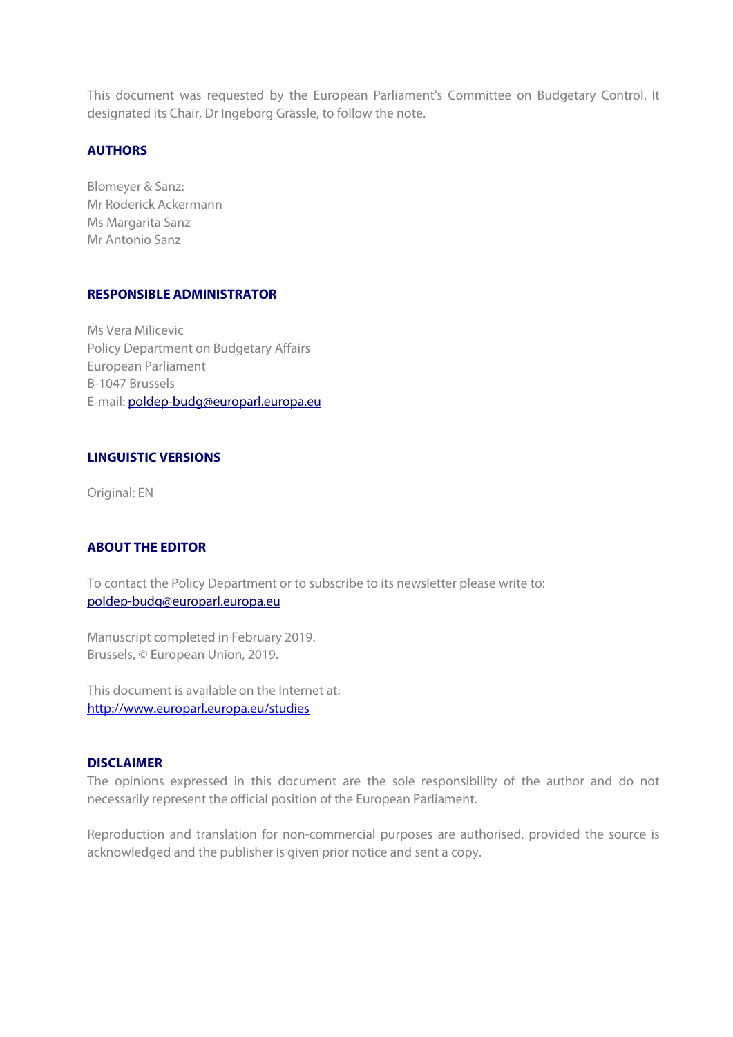This document was requested by the European Parliament's Committee on Budgetary Control. It designated its Chair, Dr Ingeborg Grässle, to follow the note.

### AUTHORS

Blomeyer & Sanz:
Mr Roderick Ackermann
Ms Margarita Sanz
Mr Antonio Sanz

### RESPONSIBLE ADMINISTRATOR

Ms Vera Milicevic
Policy Department on Budgetary Affairs
European Parliament
B-1047 Brussels
E-mail: poldep-budg@europarl.europa.eu

### LINGUISTIC VERSIONS

Original: EN

### ABOUT THE EDITOR

To contact the Policy Department or to subscribe to its newsletter please write to:
poldep-budg@europarl.europa.eu

Manuscript completed in February 2019.
Brussels, © European Union, 2019.

This document is available on the Internet at:
http://www.europarl.europa.eu/studies

### DISCLAIMER

The opinions expressed in this document are the sole responsibility of the author and do not necessarily represent the official position of the European Parliament.

Reproduction and translation for non-commercial purposes are authorised, provided the source is acknowledged and the publisher is given prior notice and sent a copy.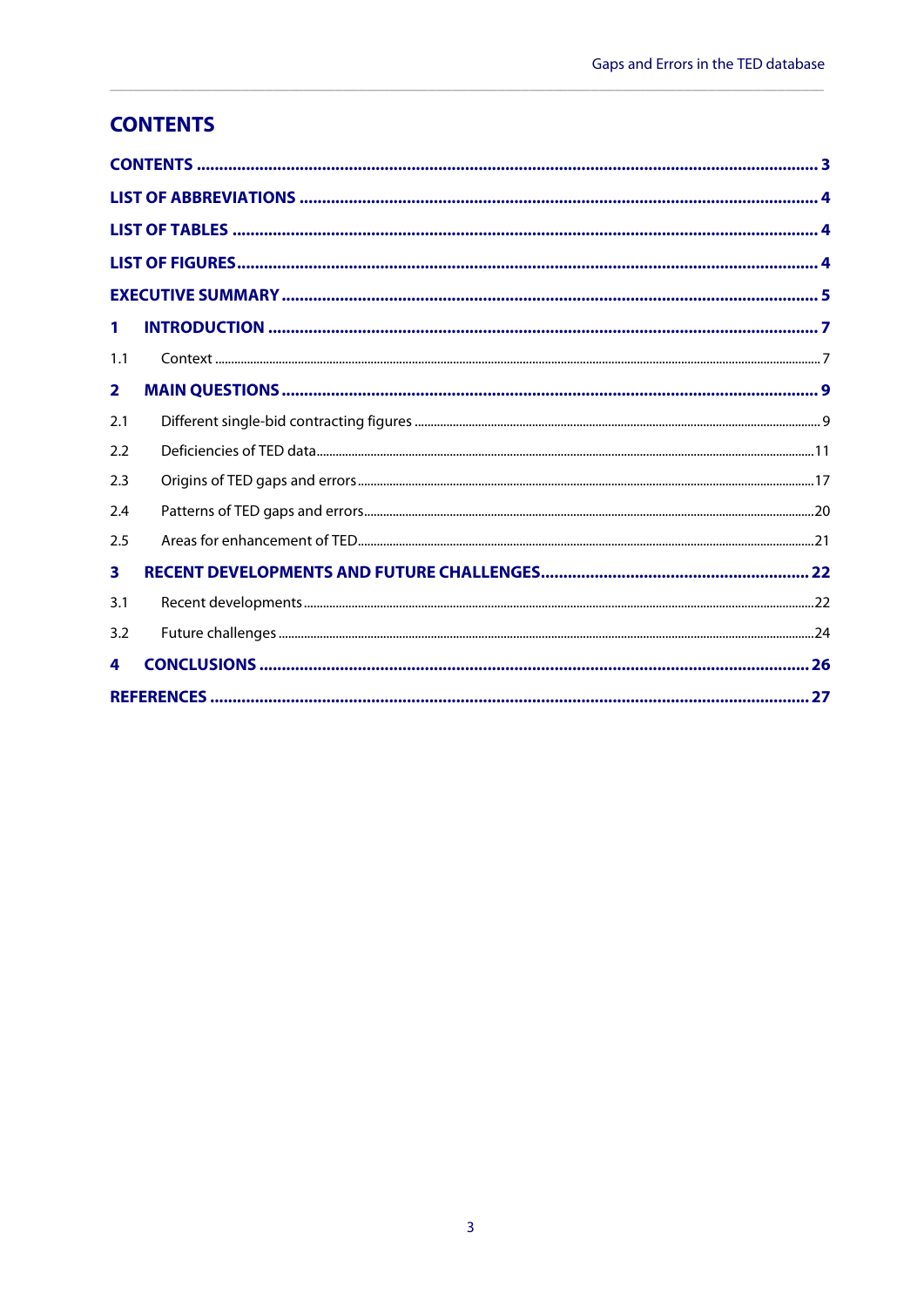# CONTENTS

CONTENTS ........................................................................................................................................ 3

LIST OF ABBREVIATIONS ................................................................................................................ 4

LIST OF TABLES ................................................................................................................................ 4

LIST OF FIGURES ............................................................................................................................... 4

EXECUTIVE SUMMARY ...................................................................................................................... 5

1 INTRODUCTION ........................................................................................................................... 7

1.1 Context ........................................................................................................................................ 7

2 MAIN QUESTIONS ........................................................................................................................ 9

2.1 Different single-bid contracting figures ........................................................................................ 9

2.2 Deficiencies of TED data ............................................................................................................ 11

2.3 Origins of TED gaps and errors .................................................................................................... 17

2.4 Patterns of TED gaps and errors ................................................................................................... 20

2.5 Areas for enhancement of TED ..................................................................................................... 21

3 RECENT DEVELOPMENTS AND FUTURE CHALLENGES ........................................................... 22

3.1 Recent developments .................................................................................................................. 22

3.2 Future challenges ........................................................................................................................ 24

4 CONCLUSIONS ............................................................................................................................ 26

REFERENCES ..................................................................................................................................... 27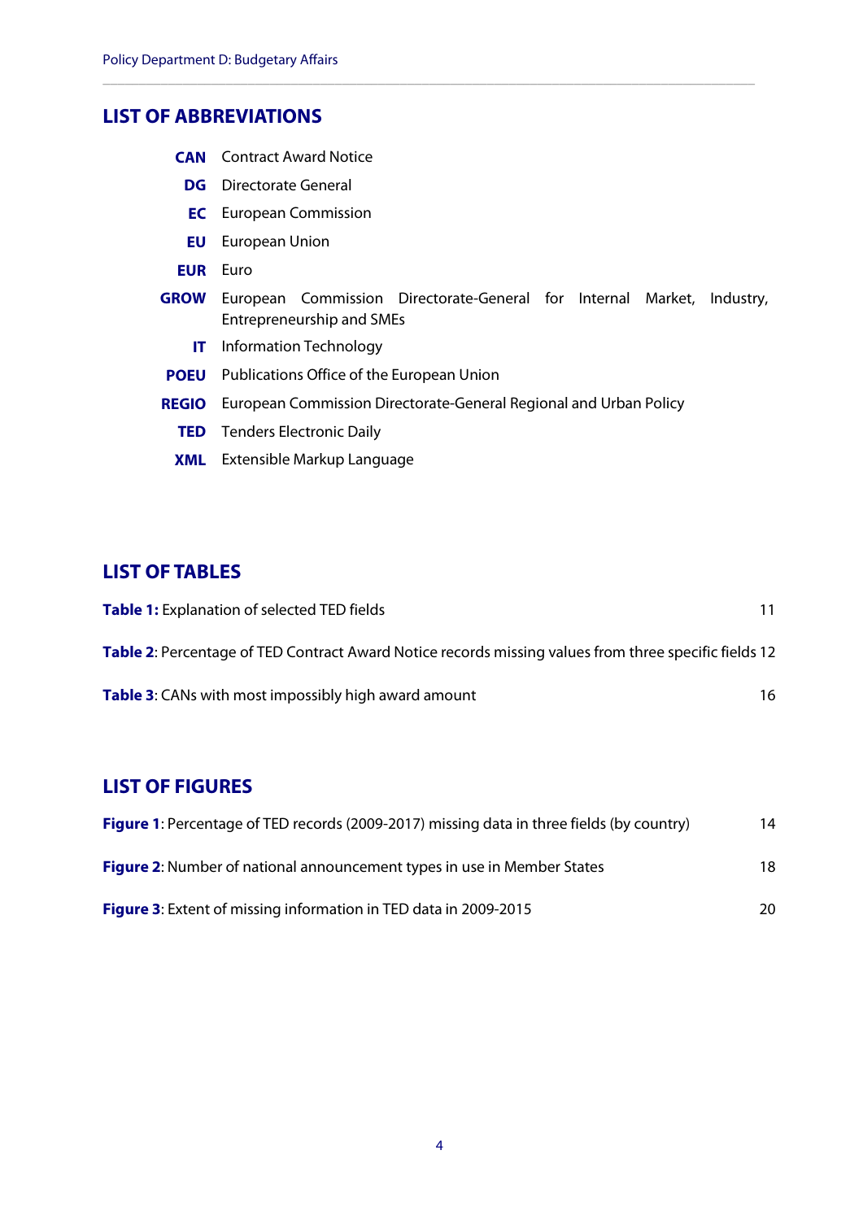## LIST OF ABBREVIATIONS

**CAN** Contract Award Notice

**DG** Directorate General

**EC** European Commission

**EU** European Union

**EUR** Euro

**GROW** European Commission Directorate-General for Internal Market, Industry, Entrepreneurship and SMEs

**IT** Information Technology

**POEU** Publications Office of the European Union

**REGIO** European Commission Directorate-General Regional and Urban Policy

**TED** Tenders Electronic Daily

**XML** Extensible Markup Language

## LIST OF TABLES

**Table 1:** Explanation of selected TED fields 11

**Table 2**: Percentage of TED Contract Award Notice records missing values from three specific fields 12

**Table 3**: CANs with most impossibly high award amount 16

## LIST OF FIGURES

**Figure 1**: Percentage of TED records (2009-2017) missing data in three fields (by country) 14

**Figure 2**: Number of national announcement types in use in Member States 18

**Figure 3**: Extent of missing information in TED data in 2009-2015 20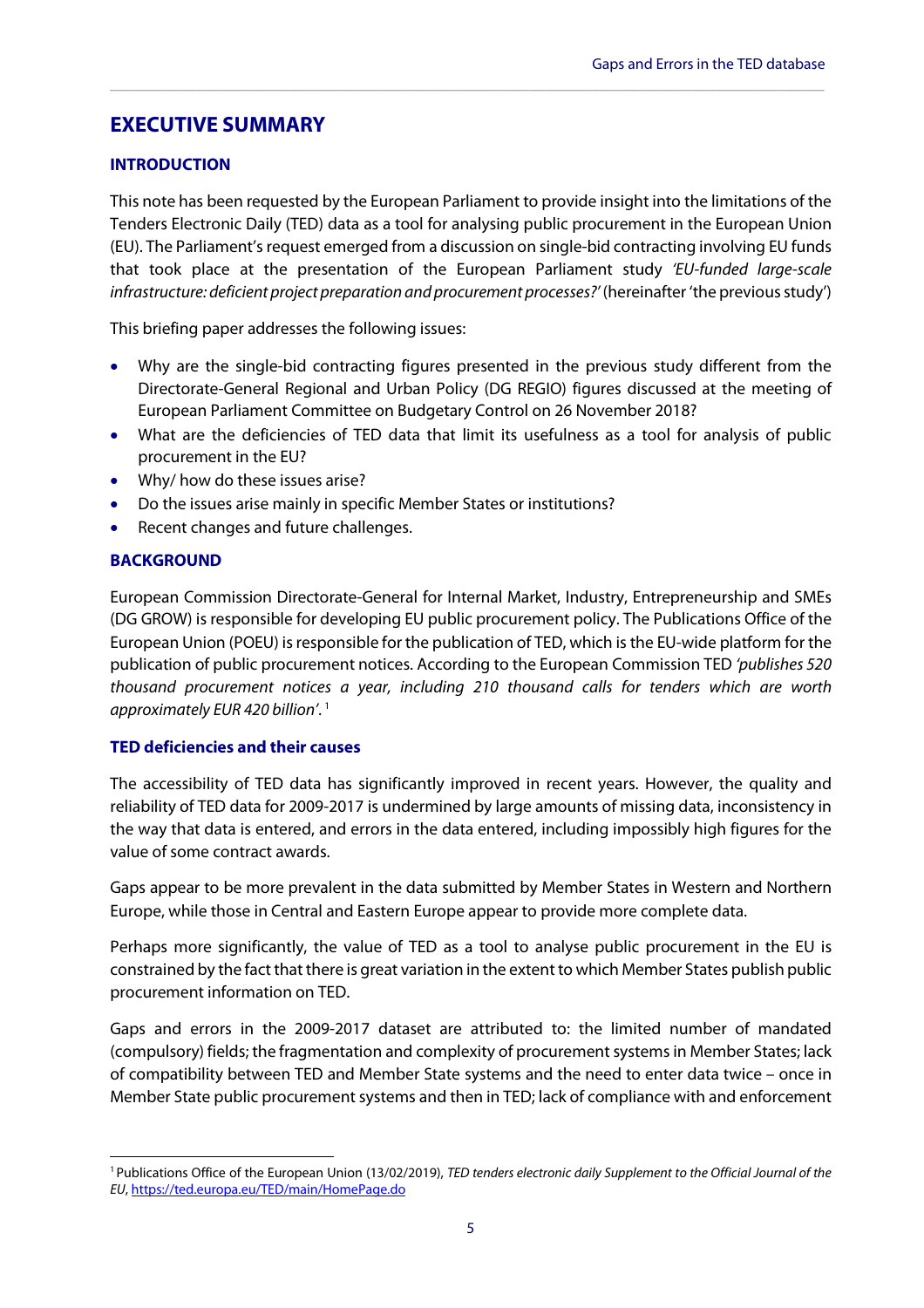# EXECUTIVE SUMMARY

## INTRODUCTION

This note has been requested by the European Parliament to provide insight into the limitations of the Tenders Electronic Daily (TED) data as a tool for analysing public procurement in the European Union (EU). The Parliament's request emerged from a discussion on single-bid contracting involving EU funds that took place at the presentation of the European Parliament study *'EU-funded large-scale infrastructure: deficient project preparation and procurement processes?'* (hereinafter 'the previous study')

This briefing paper addresses the following issues:

- Why are the single-bid contracting figures presented in the previous study different from the Directorate-General Regional and Urban Policy (DG REGIO) figures discussed at the meeting of European Parliament Committee on Budgetary Control on 26 November 2018?
- What are the deficiencies of TED data that limit its usefulness as a tool for analysis of public procurement in the EU?
- Why/ how do these issues arise?
- Do the issues arise mainly in specific Member States or institutions?
- Recent changes and future challenges.

## BACKGROUND

European Commission Directorate-General for Internal Market, Industry, Entrepreneurship and SMEs (DG GROW) is responsible for developing EU public procurement policy. The Publications Office of the European Union (POEU) is responsible for the publication of TED, which is the EU-wide platform for the publication of public procurement notices. According to the European Commission TED *'publishes 520 thousand procurement notices a year, including 210 thousand calls for tenders which are worth approximately EUR 420 billion'*.[1]

### TED deficiencies and their causes

The accessibility of TED data has significantly improved in recent years. However, the quality and reliability of TED data for 2009-2017 is undermined by large amounts of missing data, inconsistency in the way that data is entered, and errors in the data entered, including impossibly high figures for the value of some contract awards.

Gaps appear to be more prevalent in the data submitted by Member States in Western and Northern Europe, while those in Central and Eastern Europe appear to provide more complete data.

Perhaps more significantly, the value of TED as a tool to analyse public procurement in the EU is constrained by the fact that there is great variation in the extent to which Member States publish public procurement information on TED.

Gaps and errors in the 2009-2017 dataset are attributed to: the limited number of mandated (compulsory) fields; the fragmentation and complexity of procurement systems in Member States; lack of compatibility between TED and Member State systems and the need to enter data twice – once in Member State public procurement systems and then in TED; lack of compliance with and enforcement

[1] Publications Office of the European Union (13/02/2019), *TED tenders electronic daily Supplement to the Official Journal of the EU*, https://ted.europa.eu/TED/main/HomePage.do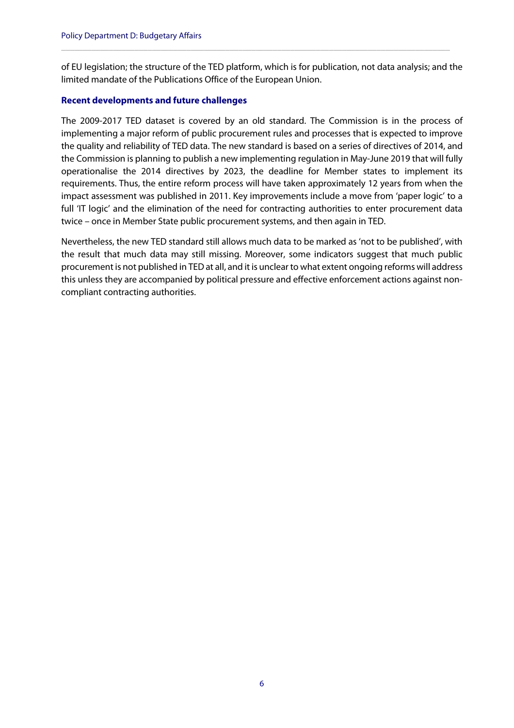of EU legislation; the structure of the TED platform, which is for publication, not data analysis; and the limited mandate of the Publications Office of the European Union.

**Recent developments and future challenges**

The 2009-2017 TED dataset is covered by an old standard. The Commission is in the process of implementing a major reform of public procurement rules and processes that is expected to improve the quality and reliability of TED data. The new standard is based on a series of directives of 2014, and the Commission is planning to publish a new implementing regulation in May-June 2019 that will fully operationalise the 2014 directives by 2023, the deadline for Member states to implement its requirements. Thus, the entire reform process will have taken approximately 12 years from when the impact assessment was published in 2011. Key improvements include a move from 'paper logic' to a full 'IT logic' and the elimination of the need for contracting authorities to enter procurement data twice – once in Member State public procurement systems, and then again in TED.

Nevertheless, the new TED standard still allows much data to be marked as 'not to be published', with the result that much data may still missing. Moreover, some indicators suggest that much public procurement is not published in TED at all, and it is unclear to what extent ongoing reforms will address this unless they are accompanied by political pressure and effective enforcement actions against non-compliant contracting authorities.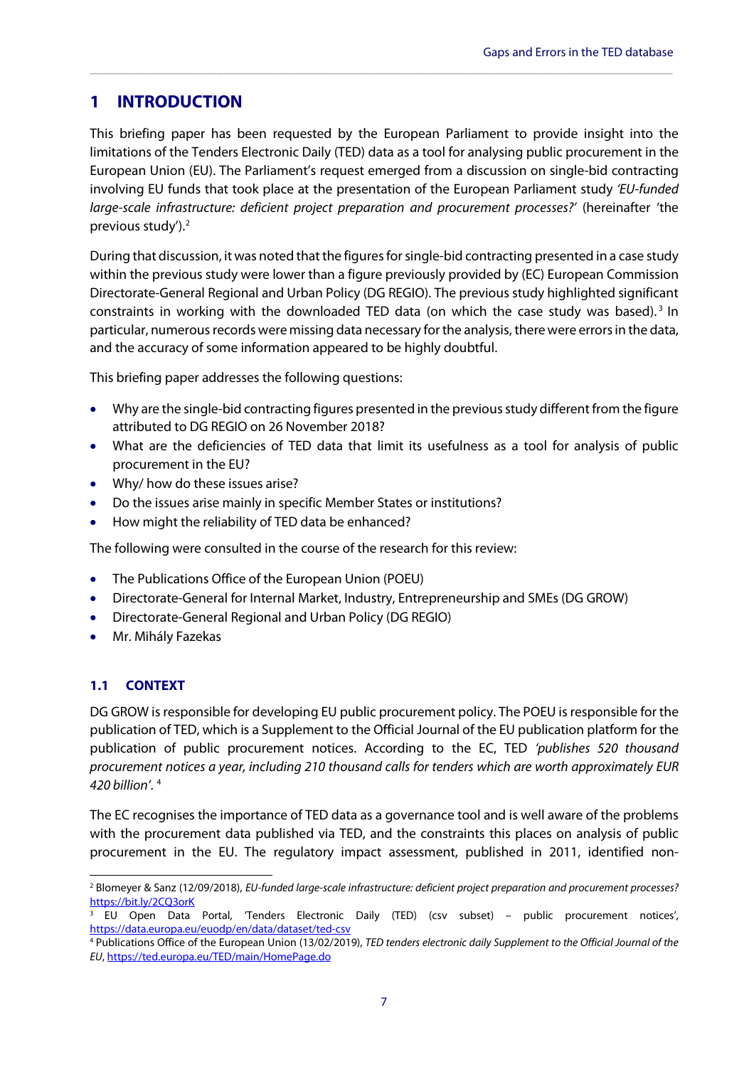# 1 INTRODUCTION

This briefing paper has been requested by the European Parliament to provide insight into the limitations of the Tenders Electronic Daily (TED) data as a tool for analysing public procurement in the European Union (EU). The Parliament's request emerged from a discussion on single-bid contracting involving EU funds that took place at the presentation of the European Parliament study *'EU-funded large-scale infrastructure: deficient project preparation and procurement processes?'* (hereinafter 'the previous study').[2]

During that discussion, it was noted that the figures for single-bid contracting presented in a case study within the previous study were lower than a figure previously provided by (EC) European Commission Directorate-General Regional and Urban Policy (DG REGIO). The previous study highlighted significant constraints in working with the downloaded TED data (on which the case study was based).[3] In particular, numerous records were missing data necessary for the analysis, there were errors in the data, and the accuracy of some information appeared to be highly doubtful.

This briefing paper addresses the following questions:

- Why are the single-bid contracting figures presented in the previous study different from the figure attributed to DG REGIO on 26 November 2018?
- What are the deficiencies of TED data that limit its usefulness as a tool for analysis of public procurement in the EU?
- Why/ how do these issues arise?
- Do the issues arise mainly in specific Member States or institutions?
- How might the reliability of TED data be enhanced?

The following were consulted in the course of the research for this review:

- The Publications Office of the European Union (POEU)
- Directorate-General for Internal Market, Industry, Entrepreneurship and SMEs (DG GROW)
- Directorate-General Regional and Urban Policy (DG REGIO)
- Mr. Mihály Fazekas

## 1.1 CONTEXT

DG GROW is responsible for developing EU public procurement policy. The POEU is responsible for the publication of TED, which is a Supplement to the Official Journal of the EU publication platform for the publication of public procurement notices. According to the EC, TED *'publishes 520 thousand procurement notices a year, including 210 thousand calls for tenders which are worth approximately EUR 420 billion'*.[4]

The EC recognises the importance of TED data as a governance tool and is well aware of the problems with the procurement data published via TED, and the constraints this places on analysis of public procurement in the EU. The regulatory impact assessment, published in 2011, identified non-

---

[2] Blomeyer & Sanz (12/09/2018), *EU-funded large-scale infrastructure: deficient project preparation and procurement processes?* https://bit.ly/2CQ3orK

[3] EU Open Data Portal, 'Tenders Electronic Daily (TED) (csv subset) – public procurement notices', https://data.europa.eu/euodp/en/data/dataset/ted-csv

[4] Publications Office of the European Union (13/02/2019), *TED tenders electronic daily Supplement to the Official Journal of the EU*, https://ted.europa.eu/TED/main/HomePage.do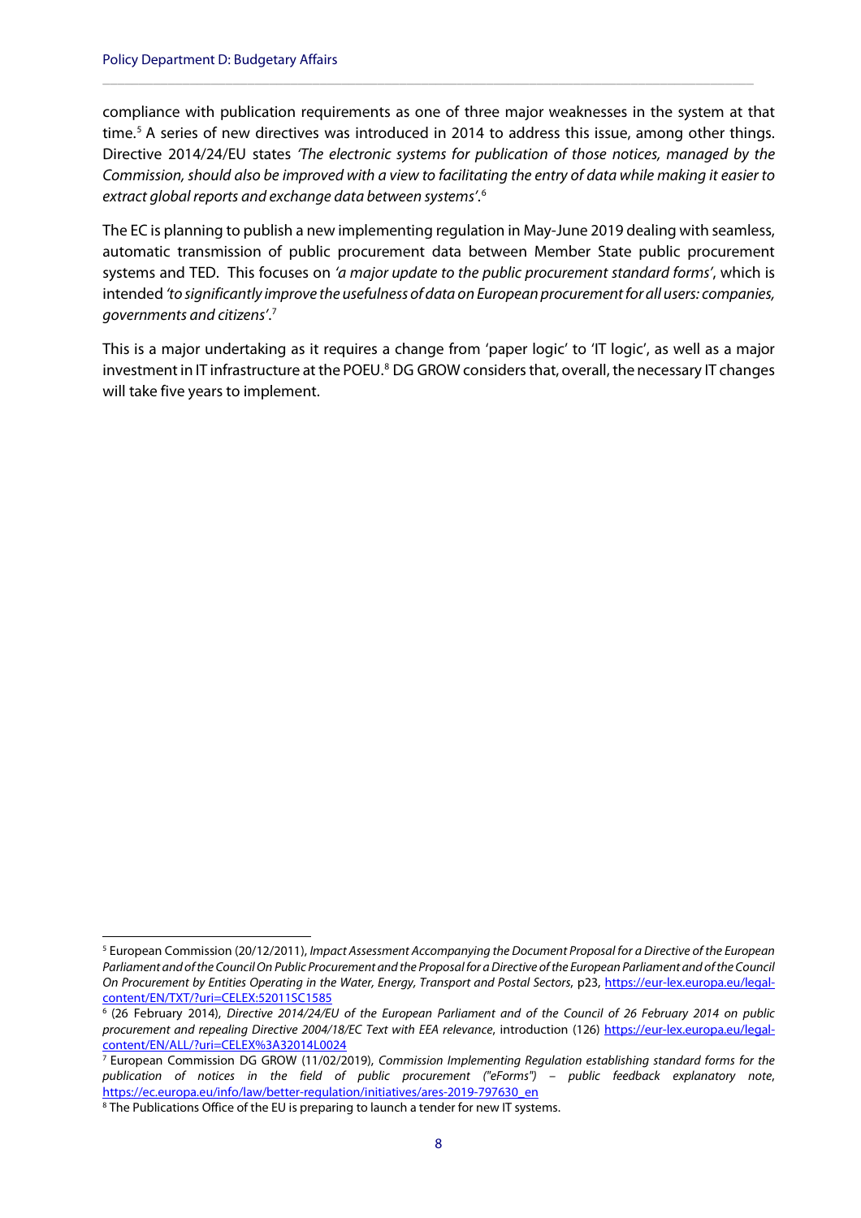compliance with publication requirements as one of three major weaknesses in the system at that time.[5] A series of new directives was introduced in 2014 to address this issue, among other things. Directive 2014/24/EU states *'The electronic systems for publication of those notices, managed by the Commission, should also be improved with a view to facilitating the entry of data while making it easier to extract global reports and exchange data between systems'*.[6]

The EC is planning to publish a new implementing regulation in May-June 2019 dealing with seamless, automatic transmission of public procurement data between Member State public procurement systems and TED. This focuses on *'a major update to the public procurement standard forms'*, which is intended *'to significantly improve the usefulness of data on European procurement for all users: companies, governments and citizens'*.[7]

This is a major undertaking as it requires a change from 'paper logic' to 'IT logic', as well as a major investment in IT infrastructure at the POEU.[8] DG GROW considers that, overall, the necessary IT changes will take five years to implement.

---

[5] European Commission (20/12/2011), *Impact Assessment Accompanying the Document Proposal for a Directive of the European Parliament and of the Council On Public Procurement and the Proposal for a Directive of the European Parliament and of the Council On Procurement by Entities Operating in the Water, Energy, Transport and Postal Sectors*, p23, https://eur-lex.europa.eu/legal-content/EN/TXT/?uri=CELEX:52011SC1585

[6] (26 February 2014), *Directive 2014/24/EU of the European Parliament and of the Council of 26 February 2014 on public procurement and repealing Directive 2004/18/EC Text with EEA relevance*, introduction (126) https://eur-lex.europa.eu/legal-content/EN/ALL/?uri=CELEX%3A32014L0024

[7] European Commission DG GROW (11/02/2019), *Commission Implementing Regulation establishing standard forms for the publication of notices in the field of public procurement ("eForms") – public feedback explanatory note*, https://ec.europa.eu/info/law/better-regulation/initiatives/ares-2019-797630_en

[8] The Publications Office of the EU is preparing to launch a tender for new IT systems.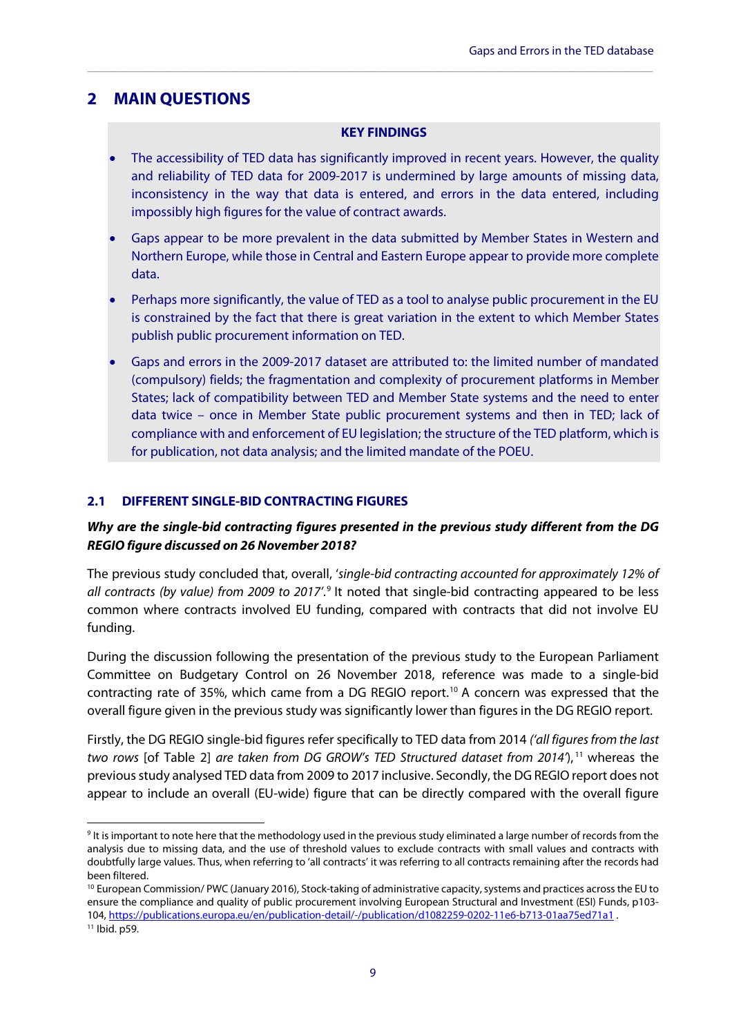## 2 MAIN QUESTIONS

**KEY FINDINGS**

- The accessibility of TED data has significantly improved in recent years. However, the quality and reliability of TED data for 2009-2017 is undermined by large amounts of missing data, inconsistency in the way that data is entered, and errors in the data entered, including impossibly high figures for the value of contract awards.
- Gaps appear to be more prevalent in the data submitted by Member States in Western and Northern Europe, while those in Central and Eastern Europe appear to provide more complete data.
- Perhaps more significantly, the value of TED as a tool to analyse public procurement in the EU is constrained by the fact that there is great variation in the extent to which Member States publish public procurement information on TED.
- Gaps and errors in the 2009-2017 dataset are attributed to: the limited number of mandated (compulsory) fields; the fragmentation and complexity of procurement platforms in Member States; lack of compatibility between TED and Member State systems and the need to enter data twice – once in Member State public procurement systems and then in TED; lack of compliance with and enforcement of EU legislation; the structure of the TED platform, which is for publication, not data analysis; and the limited mandate of the POEU.

### 2.1 DIFFERENT SINGLE-BID CONTRACTING FIGURES

***Why are the single-bid contracting figures presented in the previous study different from the DG REGIO figure discussed on 26 November 2018?***

The previous study concluded that, overall, '*single-bid contracting accounted for approximately 12% of all contracts (by value) from 2009 to 2017*'.[9] It noted that single-bid contracting appeared to be less common where contracts involved EU funding, compared with contracts that did not involve EU funding.

During the discussion following the presentation of the previous study to the European Parliament Committee on Budgetary Control on 26 November 2018, reference was made to a single-bid contracting rate of 35%, which came from a DG REGIO report.[10] A concern was expressed that the overall figure given in the previous study was significantly lower than figures in the DG REGIO report.

Firstly, the DG REGIO single-bid figures refer specifically to TED data from 2014 *('all figures from the last two rows* [of Table 2] *are taken from DG GROW's TED Structured dataset from 2014')*,[11] whereas the previous study analysed TED data from 2009 to 2017 inclusive. Secondly, the DG REGIO report does not appear to include an overall (EU-wide) figure that can be directly compared with the overall figure

---

[9] It is important to note here that the methodology used in the previous study eliminated a large number of records from the analysis due to missing data, and the use of threshold values to exclude contracts with small values and contracts with doubtfully large values. Thus, when referring to 'all contracts' it was referring to all contracts remaining after the records had been filtered.

[10] European Commission/ PWC (January 2016), Stock-taking of administrative capacity, systems and practices across the EU to ensure the compliance and quality of public procurement involving European Structural and Investment (ESI) Funds, p103-104, https://publications.europa.eu/en/publication-detail/-/publication/d1082259-0202-11e6-b713-01aa75ed71a1 .

[11] Ibid. p59.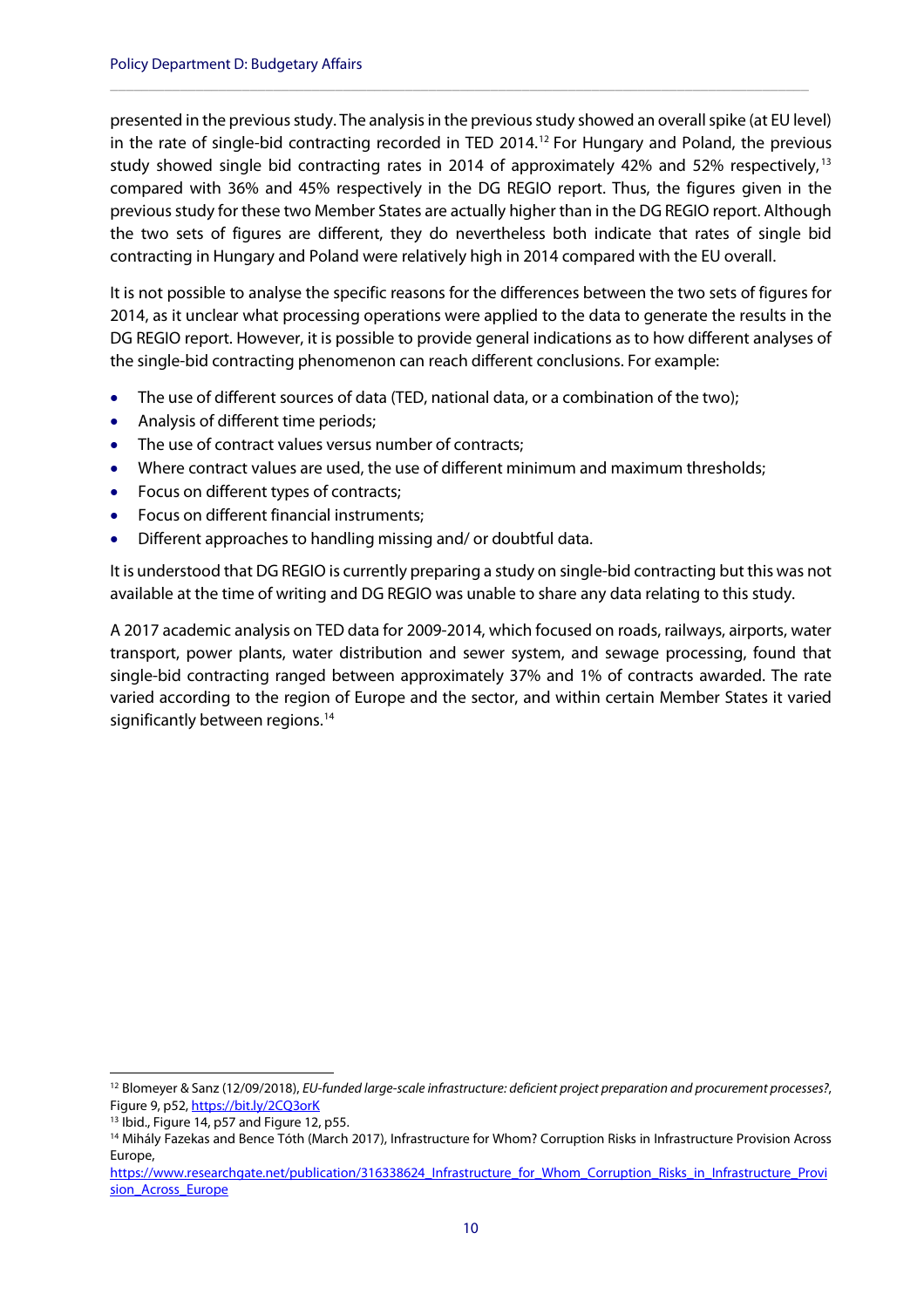presented in the previous study. The analysis in the previous study showed an overall spike (at EU level) in the rate of single-bid contracting recorded in TED 2014.[12] For Hungary and Poland, the previous study showed single bid contracting rates in 2014 of approximately 42% and 52% respectively,[13] compared with 36% and 45% respectively in the DG REGIO report. Thus, the figures given in the previous study for these two Member States are actually higher than in the DG REGIO report. Although the two sets of figures are different, they do nevertheless both indicate that rates of single bid contracting in Hungary and Poland were relatively high in 2014 compared with the EU overall.

It is not possible to analyse the specific reasons for the differences between the two sets of figures for 2014, as it unclear what processing operations were applied to the data to generate the results in the DG REGIO report. However, it is possible to provide general indications as to how different analyses of the single-bid contracting phenomenon can reach different conclusions. For example:

- The use of different sources of data (TED, national data, or a combination of the two);
- Analysis of different time periods;
- The use of contract values versus number of contracts;
- Where contract values are used, the use of different minimum and maximum thresholds;
- Focus on different types of contracts;
- Focus on different financial instruments;
- Different approaches to handling missing and/ or doubtful data.

It is understood that DG REGIO is currently preparing a study on single-bid contracting but this was not available at the time of writing and DG REGIO was unable to share any data relating to this study.

A 2017 academic analysis on TED data for 2009-2014, which focused on roads, railways, airports, water transport, power plants, water distribution and sewer system, and sewage processing, found that single-bid contracting ranged between approximately 37% and 1% of contracts awarded. The rate varied according to the region of Europe and the sector, and within certain Member States it varied significantly between regions.[14]

---

[12] Blomeyer & Sanz (12/09/2018), *EU-funded large-scale infrastructure: deficient project preparation and procurement processes?*, Figure 9, p52, https://bit.ly/2CQ3orK

[13] Ibid., Figure 14, p57 and Figure 12, p55.

[14] Mihály Fazekas and Bence Tóth (March 2017), Infrastructure for Whom? Corruption Risks in Infrastructure Provision Across Europe, https://www.researchgate.net/publication/316338624_Infrastructure_for_Whom_Corruption_Risks_in_Infrastructure_Provision_Across_Europe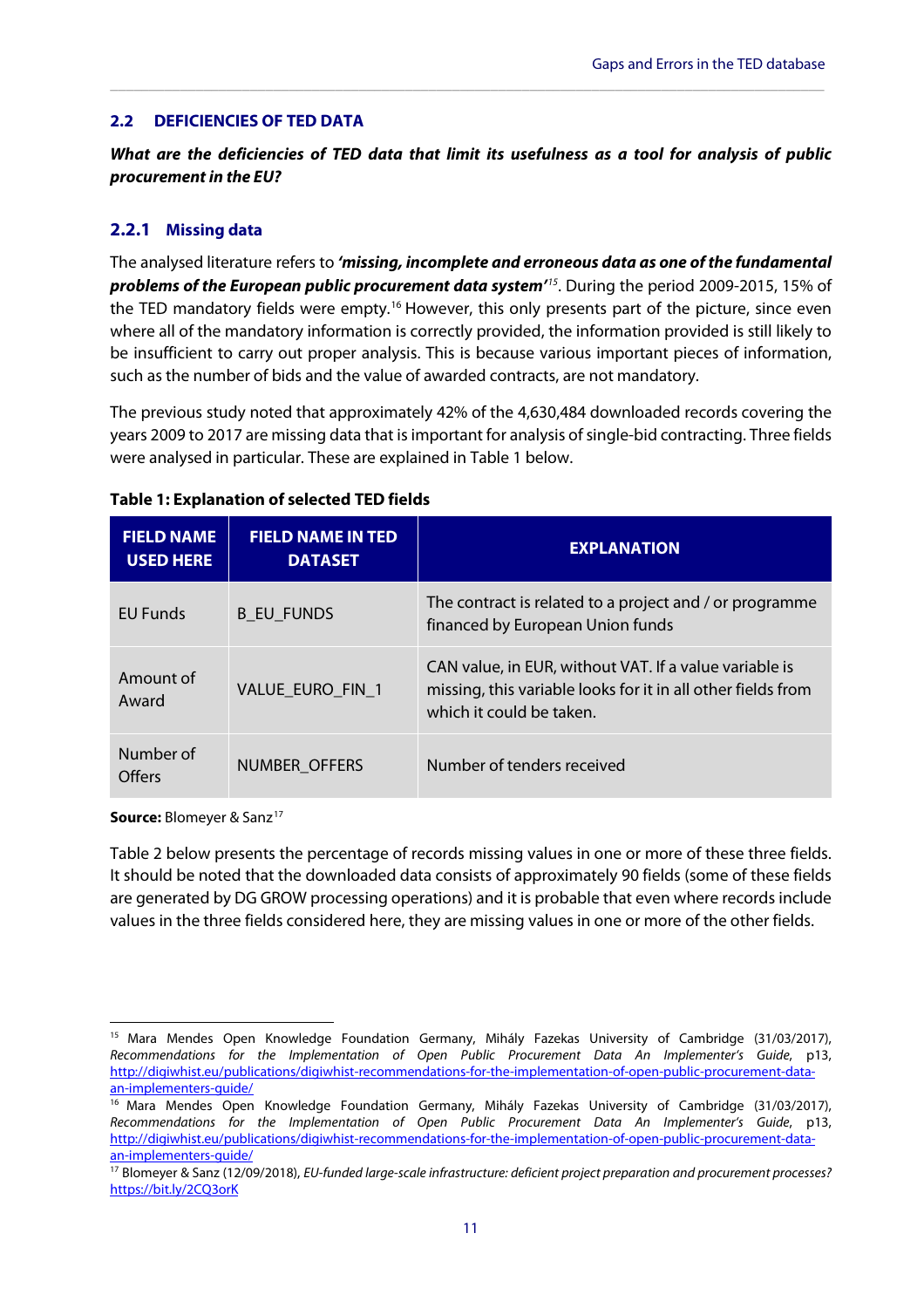## 2.2 DEFICIENCIES OF TED DATA

***What are the deficiencies of TED data that limit its usefulness as a tool for analysis of public procurement in the EU?***

### 2.2.1 Missing data

The analysed literature refers to ***'missing, incomplete and erroneous data as one of the fundamental problems of the European public procurement data system'***[15]. During the period 2009-2015, 15% of the TED mandatory fields were empty.[16] However, this only presents part of the picture, since even where all of the mandatory information is correctly provided, the information provided is still likely to be insufficient to carry out proper analysis. This is because various important pieces of information, such as the number of bids and the value of awarded contracts, are not mandatory.

The previous study noted that approximately 42% of the 4,630,484 downloaded records covering the years 2009 to 2017 are missing data that is important for analysis of single-bid contracting. Three fields were analysed in particular. These are explained in Table 1 below.

**Table 1: Explanation of selected TED fields**

| FIELD NAME USED HERE | FIELD NAME IN TED DATASET | EXPLANATION |
|---|---|---|
| EU Funds | B_EU_FUNDS | The contract is related to a project and / or programme financed by European Union funds |
| Amount of Award | VALUE_EURO_FIN_1 | CAN value, in EUR, without VAT. If a value variable is missing, this variable looks for it in all other fields from which it could be taken. |
| Number of Offers | NUMBER_OFFERS | Number of tenders received |

**Source:** Blomeyer & Sanz[17]

Table 2 below presents the percentage of records missing values in one or more of these three fields. It should be noted that the downloaded data consists of approximately 90 fields (some of these fields are generated by DG GROW processing operations) and it is probable that even where records include values in the three fields considered here, they are missing values in one or more of the other fields.

---

[15] Mara Mendes Open Knowledge Foundation Germany, Mihály Fazekas University of Cambridge (31/03/2017), *Recommendations for the Implementation of Open Public Procurement Data An Implementer's Guide*, p13, http://digiwhist.eu/publications/digiwhist-recommendations-for-the-implementation-of-open-public-procurement-data-an-implementers-guide/

[16] Mara Mendes Open Knowledge Foundation Germany, Mihály Fazekas University of Cambridge (31/03/2017), *Recommendations for the Implementation of Open Public Procurement Data An Implementer's Guide*, p13, http://digiwhist.eu/publications/digiwhist-recommendations-for-the-implementation-of-open-public-procurement-data-an-implementers-guide/

[17] Blomeyer & Sanz (12/09/2018), *EU-funded large-scale infrastructure: deficient project preparation and procurement processes?* https://bit.ly/2CQ3orK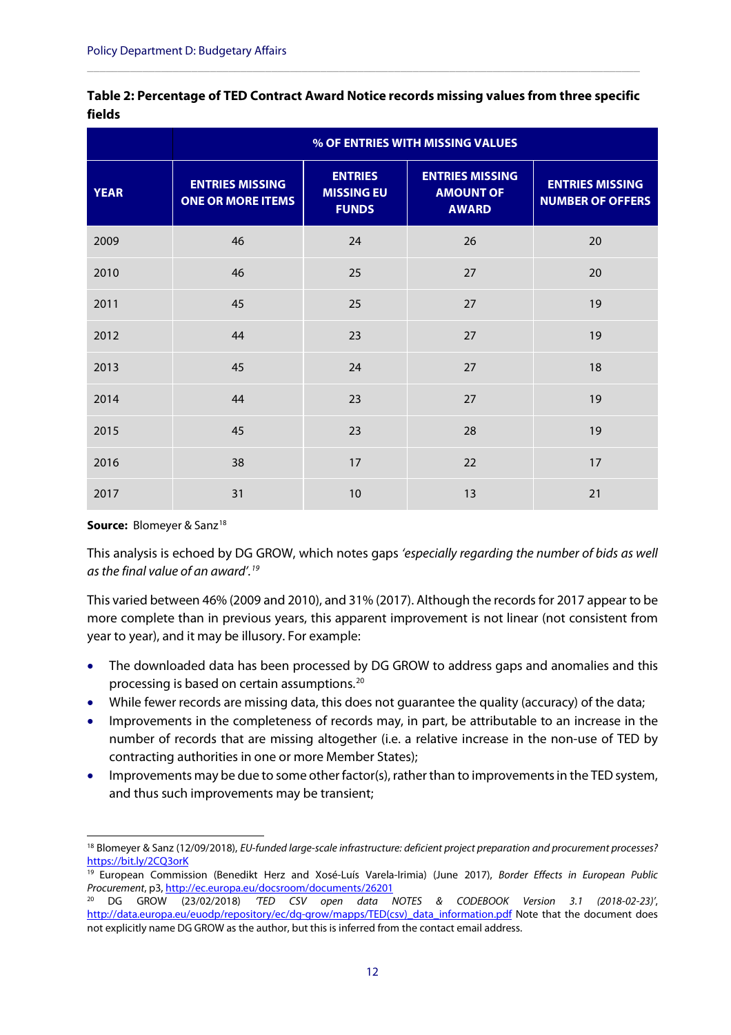**Table 2: Percentage of TED Contract Award Notice records missing values from three specific fields**

| | % OF ENTRIES WITH MISSING VALUES | | | |
|---|---|---|---|---|
| **YEAR** | **ENTRIES MISSING ONE OR MORE ITEMS** | **ENTRIES MISSING EU FUNDS** | **ENTRIES MISSING AMOUNT OF AWARD** | **ENTRIES MISSING NUMBER OF OFFERS** |
| 2009 | 46 | 24 | 26 | 20 |
| 2010 | 46 | 25 | 27 | 20 |
| 2011 | 45 | 25 | 27 | 19 |
| 2012 | 44 | 23 | 27 | 19 |
| 2013 | 45 | 24 | 27 | 18 |
| 2014 | 44 | 23 | 27 | 19 |
| 2015 | 45 | 23 | 28 | 19 |
| 2016 | 38 | 17 | 22 | 17 |
| 2017 | 31 | 10 | 13 | 21 |

**Source:** Blomeyer & Sanz[18]

This analysis is echoed by DG GROW, which notes gaps *'especially regarding the number of bids as well as the final value of an award'.*[19]

This varied between 46% (2009 and 2010), and 31% (2017). Although the records for 2017 appear to be more complete than in previous years, this apparent improvement is not linear (not consistent from year to year), and it may be illusory. For example:

- The downloaded data has been processed by DG GROW to address gaps and anomalies and this processing is based on certain assumptions.[20]
- While fewer records are missing data, this does not guarantee the quality (accuracy) of the data;
- Improvements in the completeness of records may, in part, be attributable to an increase in the number of records that are missing altogether (i.e. a relative increase in the non-use of TED by contracting authorities in one or more Member States);
- Improvements may be due to some other factor(s), rather than to improvements in the TED system, and thus such improvements may be transient;

---

[18] Blomeyer & Sanz (12/09/2018), *EU-funded large-scale infrastructure: deficient project preparation and procurement processes?* https://bit.ly/2CQ3orK

[19] European Commission (Benedikt Herz and Xosé-Luís Varela-Irimia) (June 2017), *Border Effects in European Public Procurement*, p3, http://ec.europa.eu/docsroom/documents/26201

[20] DG GROW (23/02/2018) *'TED CSV open data NOTES & CODEBOOK Version 3.1 (2018-02-23)'*, http://data.europa.eu/euodp/repository/ec/dg-grow/mapps/TED(csv)_data_information.pdf Note that the document does not explicitly name DG GROW as the author, but this is inferred from the contact email address.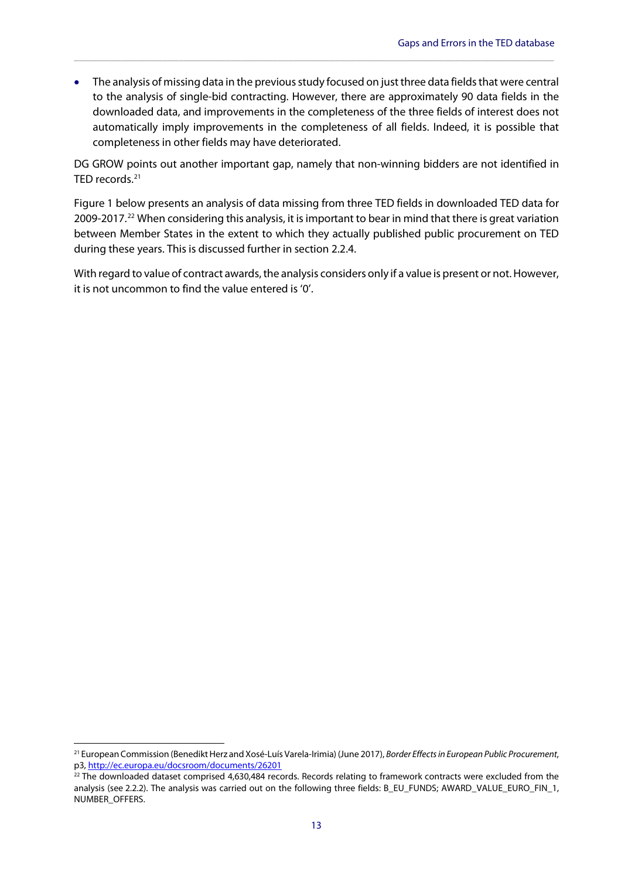- The analysis of missing data in the previous study focused on just three data fields that were central to the analysis of single-bid contracting. However, there are approximately 90 data fields in the downloaded data, and improvements in the completeness of the three fields of interest does not automatically imply improvements in the completeness of all fields. Indeed, it is possible that completeness in other fields may have deteriorated.

DG GROW points out another important gap, namely that non-winning bidders are not identified in TED records.[21]

Figure 1 below presents an analysis of data missing from three TED fields in downloaded TED data for 2009-2017.[22] When considering this analysis, it is important to bear in mind that there is great variation between Member States in the extent to which they actually published public procurement on TED during these years. This is discussed further in section 2.2.4.

With regard to value of contract awards, the analysis considers only if a value is present or not. However, it is not uncommon to find the value entered is '0'.

---

[21] European Commission (Benedikt Herz and Xosé-Luís Varela-Irimia) (June 2017), *Border Effects in European Public Procurement*, p3, http://ec.europa.eu/docsroom/documents/26201

[22] The downloaded dataset comprised 4,630,484 records. Records relating to framework contracts were excluded from the analysis (see 2.2.2). The analysis was carried out on the following three fields: B_EU_FUNDS; AWARD_VALUE_EURO_FIN_1, NUMBER_OFFERS.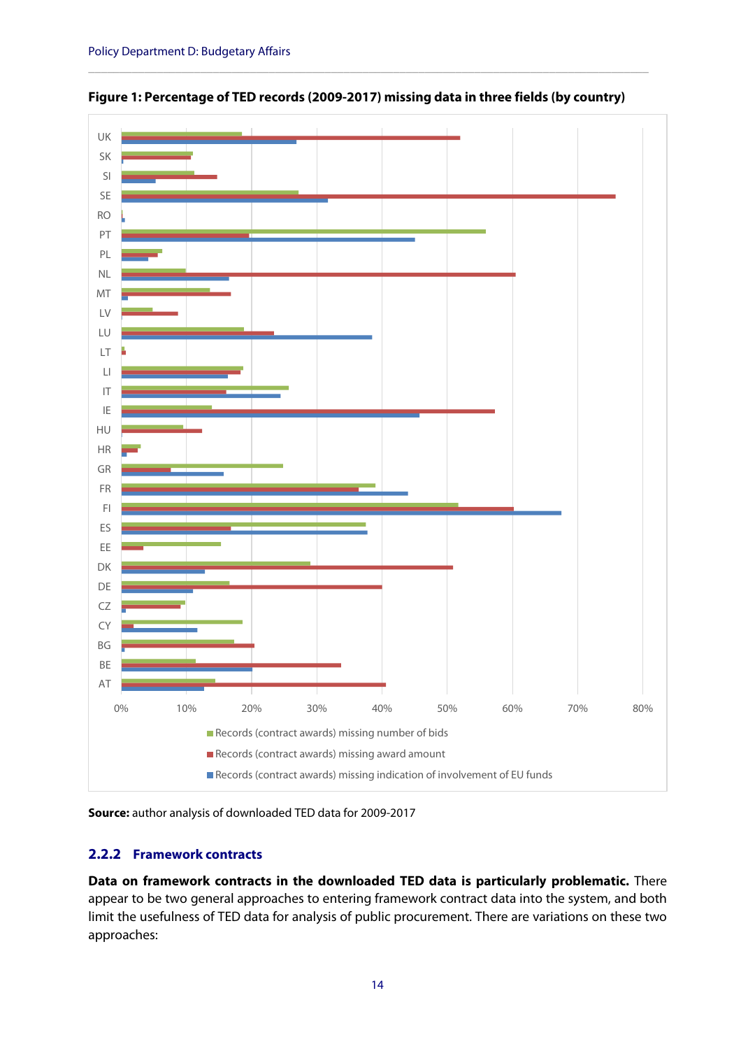**Figure 1: Percentage of TED records (2009-2017) missing data in three fields (by country)**

**Source:** author analysis of downloaded TED data for 2009-2017

### 2.2.2 Framework contracts

**Data on framework contracts in the downloaded TED data is particularly problematic.** There appear to be two general approaches to entering framework contract data into the system, and both limit the usefulness of TED data for analysis of public procurement. There are variations on these two approaches: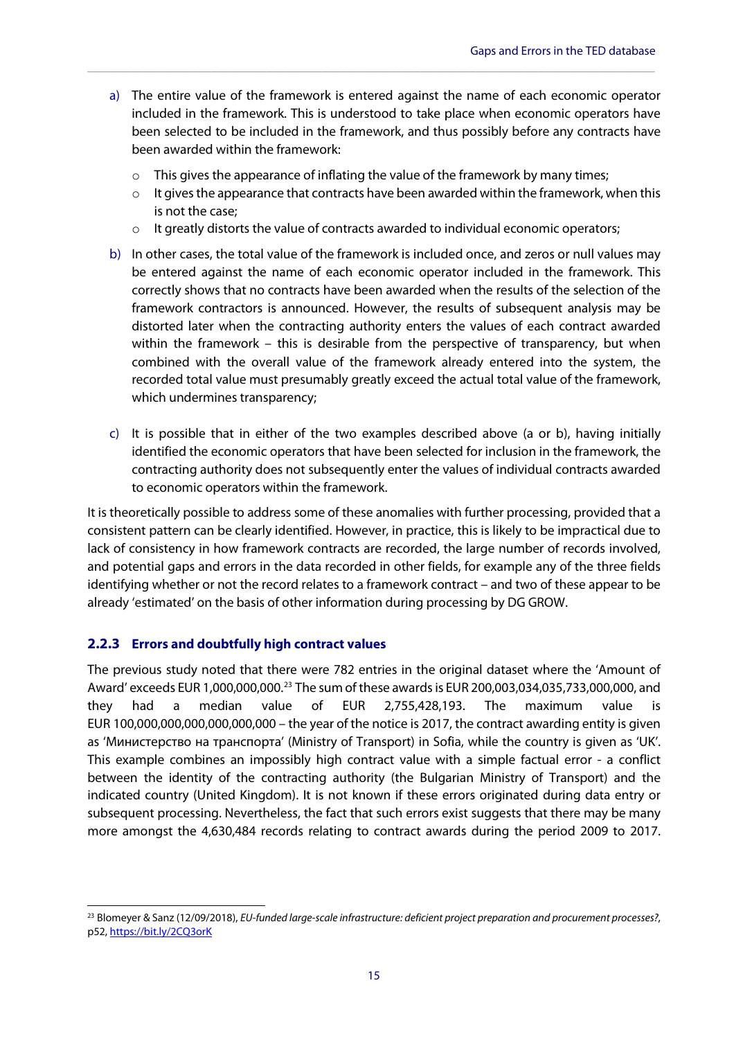a) The entire value of the framework is entered against the name of each economic operator included in the framework. This is understood to take place when economic operators have been selected to be included in the framework, and thus possibly before any contracts have been awarded within the framework:
   - This gives the appearance of inflating the value of the framework by many times;
   - It gives the appearance that contracts have been awarded within the framework, when this is not the case;
   - It greatly distorts the value of contracts awarded to individual economic operators;

b) In other cases, the total value of the framework is included once, and zeros or null values may be entered against the name of each economic operator included in the framework. This correctly shows that no contracts have been awarded when the results of the selection of the framework contractors is announced. However, the results of subsequent analysis may be distorted later when the contracting authority enters the values of each contract awarded within the framework – this is desirable from the perspective of transparency, but when combined with the overall value of the framework already entered into the system, the recorded total value must presumably greatly exceed the actual total value of the framework, which undermines transparency;

c) It is possible that in either of the two examples described above (a or b), having initially identified the economic operators that have been selected for inclusion in the framework, the contracting authority does not subsequently enter the values of individual contracts awarded to economic operators within the framework.

It is theoretically possible to address some of these anomalies with further processing, provided that a consistent pattern can be clearly identified. However, in practice, this is likely to be impractical due to lack of consistency in how framework contracts are recorded, the large number of records involved, and potential gaps and errors in the data recorded in other fields, for example any of the three fields identifying whether or not the record relates to a framework contract – and two of these appear to be already 'estimated' on the basis of other information during processing by DG GROW.

### 2.2.3 Errors and doubtfully high contract values

The previous study noted that there were 782 entries in the original dataset where the 'Amount of Award' exceeds EUR 1,000,000,000.[23] The sum of these awards is EUR 200,003,034,035,733,000,000, and they had a median value of EUR 2,755,428,193. The maximum value is EUR 100,000,000,000,000,000,000 – the year of the notice is 2017, the contract awarding entity is given as 'Министерство на транспорта' (Ministry of Transport) in Sofia, while the country is given as 'UK'. This example combines an impossibly high contract value with a simple factual error - a conflict between the identity of the contracting authority (the Bulgarian Ministry of Transport) and the indicated country (United Kingdom). It is not known if these errors originated during data entry or subsequent processing. Nevertheless, the fact that such errors exist suggests that there may be many more amongst the 4,630,484 records relating to contract awards during the period 2009 to 2017.

[23] Blomeyer & Sanz (12/09/2018), *EU-funded large-scale infrastructure: deficient project preparation and procurement processes?*, p52, https://bit.ly/2CQ3orK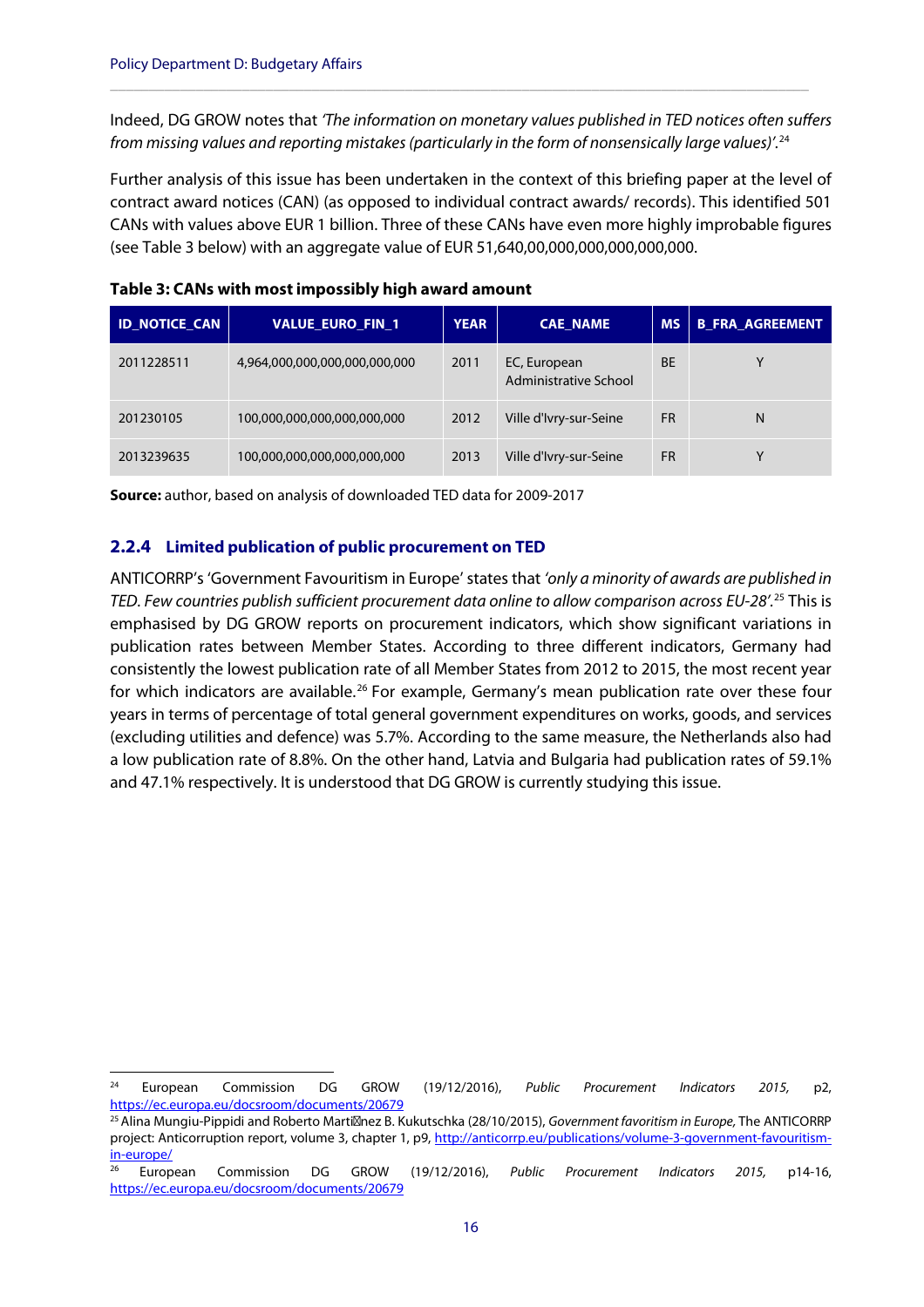Indeed, DG GROW notes that *'The information on monetary values published in TED notices often suffers from missing values and reporting mistakes (particularly in the form of nonsensically large values)'.*[24]

Further analysis of this issue has been undertaken in the context of this briefing paper at the level of contract award notices (CAN) (as opposed to individual contract awards/ records). This identified 501 CANs with values above EUR 1 billion. Three of these CANs have even more highly improbable figures (see Table 3 below) with an aggregate value of EUR 51,640,00,000,000,000,000,000.

**Table 3: CANs with most impossibly high award amount**

| ID_NOTICE_CAN | VALUE_EURO_FIN_1 | YEAR | CAE_NAME | MS | B_FRA_AGREEMENT |
|---|---|---|---|---|---|
| 2011228511 | 4,964,000,000,000,000,000,000 | 2011 | EC, European Administrative School | BE | Y |
| 201230105 | 100,000,000,000,000,000,000 | 2012 | Ville d'Ivry-sur-Seine | FR | N |
| 2013239635 | 100,000,000,000,000,000,000 | 2013 | Ville d'Ivry-sur-Seine | FR | Y |

**Source:** author, based on analysis of downloaded TED data for 2009-2017

### 2.2.4 Limited publication of public procurement on TED

ANTICORRP's 'Government Favouritism in Europe' states that *'only a minority of awards are published in TED. Few countries publish sufficient procurement data online to allow comparison across EU-28'.*[25] This is emphasised by DG GROW reports on procurement indicators, which show significant variations in publication rates between Member States. According to three different indicators, Germany had consistently the lowest publication rate of all Member States from 2012 to 2015, the most recent year for which indicators are available.[26] For example, Germany's mean publication rate over these four years in terms of percentage of total general government expenditures on works, goods, and services (excluding utilities and defence) was 5.7%. According to the same measure, the Netherlands also had a low publication rate of 8.8%. On the other hand, Latvia and Bulgaria had publication rates of 59.1% and 47.1% respectively. It is understood that DG GROW is currently studying this issue.

---

[24] European Commission DG GROW (19/12/2016), *Public Procurement Indicators 2015,* p2, https://ec.europa.eu/docsroom/documents/20679

[25] Alina Mungiu-Pippidi and Roberto Martinez B. Kukutschka (28/10/2015), *Government favoritism in Europe,* The ANTICORRP project: Anticorruption report, volume 3, chapter 1, p9, http://anticorrp.eu/publications/volume-3-government-favouritism-in-europe/

[26] European Commission DG GROW (19/12/2016), *Public Procurement Indicators 2015,* p14-16, https://ec.europa.eu/docsroom/documents/20679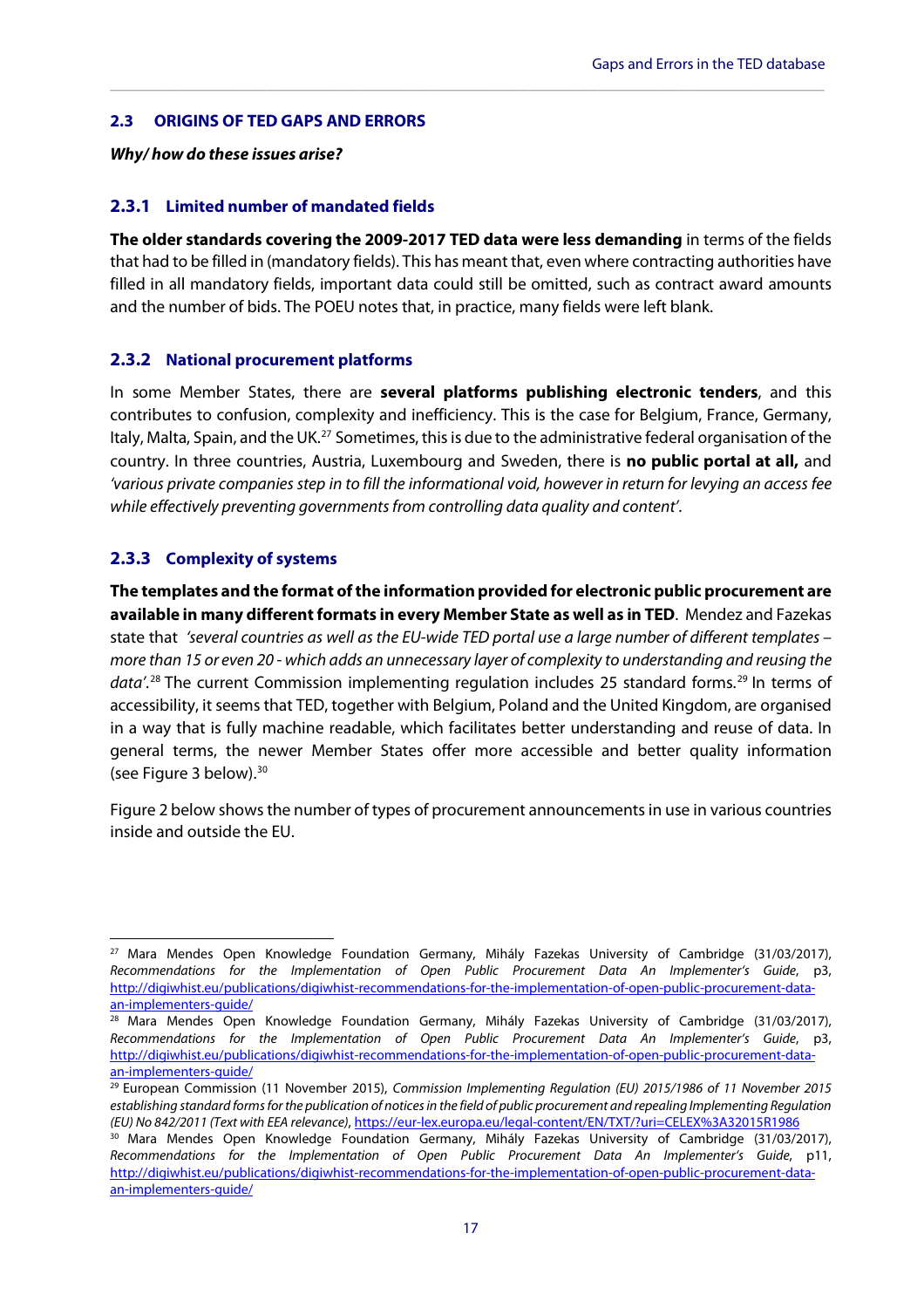## 2.3 ORIGINS OF TED GAPS AND ERRORS

***Why/ how do these issues arise?***

### 2.3.1 Limited number of mandated fields

**The older standards covering the 2009-2017 TED data were less demanding** in terms of the fields that had to be filled in (mandatory fields). This has meant that, even where contracting authorities have filled in all mandatory fields, important data could still be omitted, such as contract award amounts and the number of bids. The POEU notes that, in practice, many fields were left blank.

### 2.3.2 National procurement platforms

In some Member States, there are **several platforms publishing electronic tenders**, and this contributes to confusion, complexity and inefficiency. This is the case for Belgium, France, Germany, Italy, Malta, Spain, and the UK.[27] Sometimes, this is due to the administrative federal organisation of the country. In three countries, Austria, Luxembourg and Sweden, there is **no public portal at all,** and *'various private companies step in to fill the informational void, however in return for levying an access fee while effectively preventing governments from controlling data quality and content'*.

### 2.3.3 Complexity of systems

**The templates and the format of the information provided for electronic public procurement are available in many different formats in every Member State as well as in TED**. Mendez and Fazekas state that *'several countries as well as the EU-wide TED portal use a large number of different templates – more than 15 or even 20 - which adds an unnecessary layer of complexity to understanding and reusing the data'*.[28] The current Commission implementing regulation includes 25 standard forms.[29] In terms of accessibility, it seems that TED, together with Belgium, Poland and the United Kingdom, are organised in a way that is fully machine readable, which facilitates better understanding and reuse of data. In general terms, the newer Member States offer more accessible and better quality information (see Figure 3 below).[30]

Figure 2 below shows the number of types of procurement announcements in use in various countries inside and outside the EU.

---

[27] Mara Mendes Open Knowledge Foundation Germany, Mihály Fazekas University of Cambridge (31/03/2017), *Recommendations for the Implementation of Open Public Procurement Data An Implementer's Guide*, p3, http://digiwhist.eu/publications/digiwhist-recommendations-for-the-implementation-of-open-public-procurement-data-an-implementers-guide/

[28] Mara Mendes Open Knowledge Foundation Germany, Mihály Fazekas University of Cambridge (31/03/2017), *Recommendations for the Implementation of Open Public Procurement Data An Implementer's Guide*, p3, http://digiwhist.eu/publications/digiwhist-recommendations-for-the-implementation-of-open-public-procurement-data-an-implementers-guide/

[29] European Commission (11 November 2015), *Commission Implementing Regulation (EU) 2015/1986 of 11 November 2015 establishing standard forms for the publication of notices in the field of public procurement and repealing Implementing Regulation (EU) No 842/2011 (Text with EEA relevance)*, https://eur-lex.europa.eu/legal-content/EN/TXT/?uri=CELEX%3A32015R1986

[30] Mara Mendes Open Knowledge Foundation Germany, Mihály Fazekas University of Cambridge (31/03/2017), *Recommendations for the Implementation of Open Public Procurement Data An Implementer's Guide*, p11, http://digiwhist.eu/publications/digiwhist-recommendations-for-the-implementation-of-open-public-procurement-data-an-implementers-guide/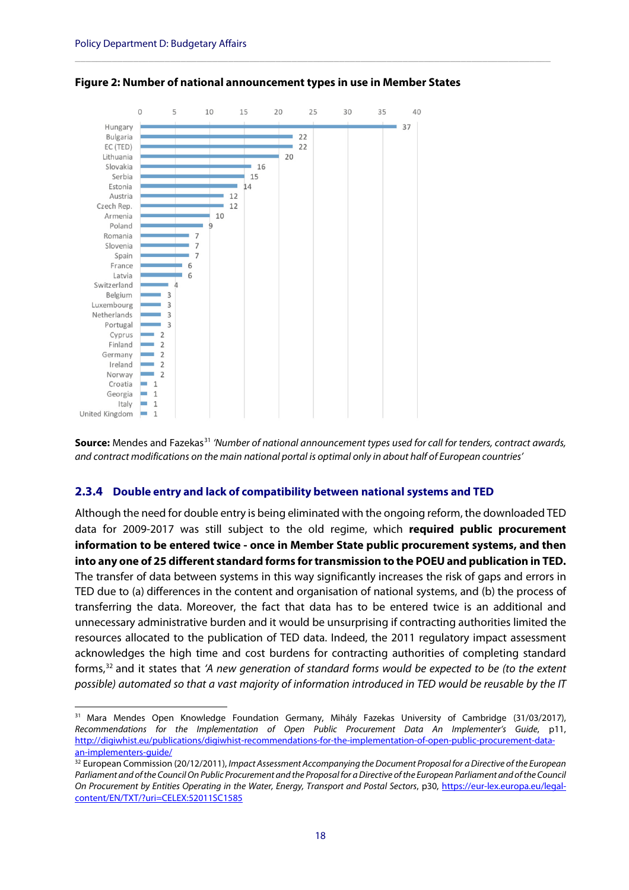**Figure 2: Number of national announcement types in use in Member States**

| Country | Number |
|---|---|
| Hungary | 37 |
| Bulgaria | 22 |
| EC (TED) | 22 |
| Lithuania | 20 |
| Slovakia | 16 |
| Serbia | 15 |
| Estonia | 14 |
| Austria | 12 |
| Czech Rep. | 12 |
| Armenia | 10 |
| Poland | 9 |
| Romania | 7 |
| Slovenia | 7 |
| Spain | 7 |
| France | 6 |
| Latvia | 6 |
| Switzerland | 4 |
| Belgium | 3 |
| Luxembourg | 3 |
| Netherlands | 3 |
| Portugal | 3 |
| Cyprus | 2 |
| Finland | 2 |
| Germany | 2 |
| Ireland | 2 |
| Norway | 2 |
| Croatia | 1 |
| Georgia | 1 |
| Italy | 1 |
| United Kingdom | 1 |

**Source:** Mendes and Fazekas[31] *'Number of national announcement types used for call for tenders, contract awards, and contract modifications on the main national portal is optimal only in about half of European countries'*

### 2.3.4 Double entry and lack of compatibility between national systems and TED

Although the need for double entry is being eliminated with the ongoing reform, the downloaded TED data for 2009-2017 was still subject to the old regime, which **required public procurement information to be entered twice - once in Member State public procurement systems, and then into any one of 25 different standard forms for transmission to the POEU and publication in TED.** The transfer of data between systems in this way significantly increases the risk of gaps and errors in TED due to (a) differences in the content and organisation of national systems, and (b) the process of transferring the data. Moreover, the fact that data has to be entered twice is an additional and unnecessary administrative burden and it would be unsurprising if contracting authorities limited the resources allocated to the publication of TED data. Indeed, the 2011 regulatory impact assessment acknowledges the high time and cost burdens for contracting authorities of completing standard forms,[32] and it states that *'A new generation of standard forms would be expected to be (to the extent possible) automated so that a vast majority of information introduced in TED would be reusable by the IT*

---

[31] Mara Mendes Open Knowledge Foundation Germany, Mihály Fazekas University of Cambridge (31/03/2017), *Recommendations for the Implementation of Open Public Procurement Data An Implementer's Guide*, p11, http://digiwhist.eu/publications/digiwhist-recommendations-for-the-implementation-of-open-public-procurement-data-an-implementers-guide/

[32] European Commission (20/12/2011), *Impact Assessment Accompanying the Document Proposal for a Directive of the European Parliament and of the Council On Public Procurement and the Proposal for a Directive of the European Parliament and of the Council On Procurement by Entities Operating in the Water, Energy, Transport and Postal Sectors*, p30, https://eur-lex.europa.eu/legal-content/EN/TXT/?uri=CELEX:52011SC1585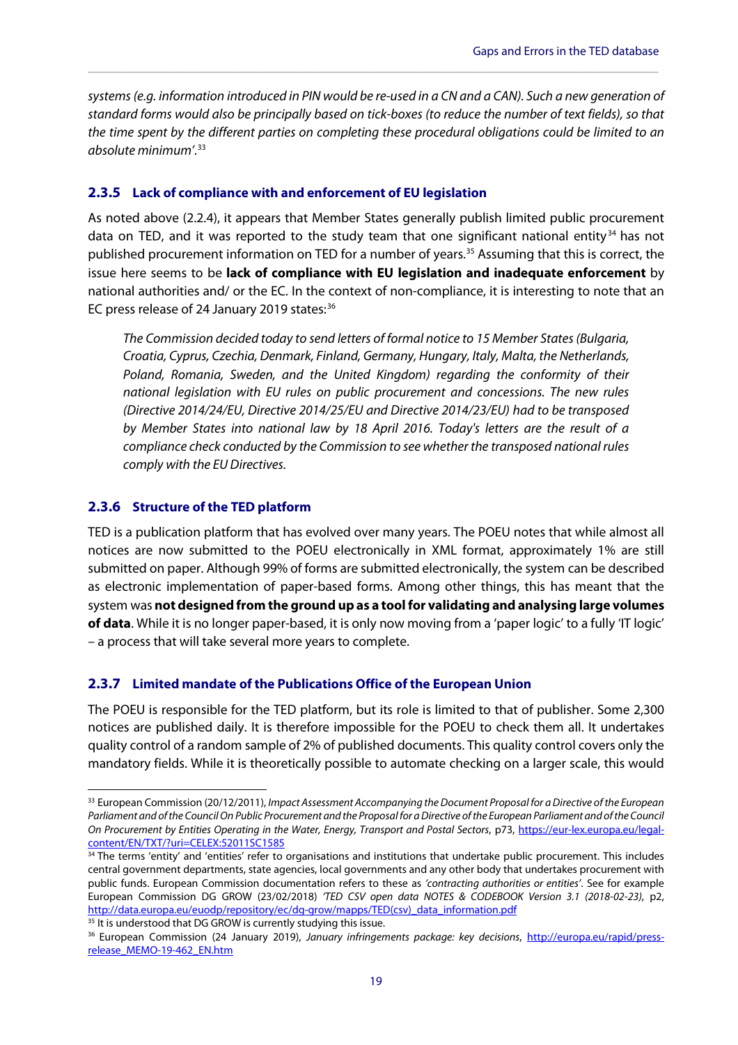*systems (e.g. information introduced in PIN would be re-used in a CN and a CAN). Such a new generation of standard forms would also be principally based on tick-boxes (to reduce the number of text fields), so that the time spent by the different parties on completing these procedural obligations could be limited to an absolute minimum'.*[33]

### 2.3.5 Lack of compliance with and enforcement of EU legislation

As noted above (2.2.4), it appears that Member States generally publish limited public procurement data on TED, and it was reported to the study team that one significant national entity[34] has not published procurement information on TED for a number of years.[35] Assuming that this is correct, the issue here seems to be **lack of compliance with EU legislation and inadequate enforcement** by national authorities and/ or the EC. In the context of non-compliance, it is interesting to note that an EC press release of 24 January 2019 states:[36]

> *The Commission decided today to send letters of formal notice to 15 Member States (Bulgaria, Croatia, Cyprus, Czechia, Denmark, Finland, Germany, Hungary, Italy, Malta, the Netherlands, Poland, Romania, Sweden, and the United Kingdom) regarding the conformity of their national legislation with EU rules on public procurement and concessions. The new rules (Directive 2014/24/EU, Directive 2014/25/EU and Directive 2014/23/EU) had to be transposed by Member States into national law by 18 April 2016. Today's letters are the result of a compliance check conducted by the Commission to see whether the transposed national rules comply with the EU Directives.*

### 2.3.6 Structure of the TED platform

TED is a publication platform that has evolved over many years. The POEU notes that while almost all notices are now submitted to the POEU electronically in XML format, approximately 1% are still submitted on paper. Although 99% of forms are submitted electronically, the system can be described as electronic implementation of paper-based forms. Among other things, this has meant that the system was **not designed from the ground up as a tool for validating and analysing large volumes of data**. While it is no longer paper-based, it is only now moving from a 'paper logic' to a fully 'IT logic' – a process that will take several more years to complete.

### 2.3.7 Limited mandate of the Publications Office of the European Union

The POEU is responsible for the TED platform, but its role is limited to that of publisher. Some 2,300 notices are published daily. It is therefore impossible for the POEU to check them all. It undertakes quality control of a random sample of 2% of published documents. This quality control covers only the mandatory fields. While it is theoretically possible to automate checking on a larger scale, this would

---

[33] European Commission (20/12/2011), *Impact Assessment Accompanying the Document Proposal for a Directive of the European Parliament and of the Council On Public Procurement and the Proposal for a Directive of the European Parliament and of the Council On Procurement by Entities Operating in the Water, Energy, Transport and Postal Sectors*, p73, https://eur-lex.europa.eu/legal-content/EN/TXT/?uri=CELEX:52011SC1585

[34] The terms 'entity' and 'entities' refer to organisations and institutions that undertake public procurement. This includes central government departments, state agencies, local governments and any other body that undertakes procurement with public funds. European Commission documentation refers to these as *'contracting authorities or entities'*. See for example European Commission DG GROW (23/02/2018) *'TED CSV open data NOTES & CODEBOOK Version 3.1 (2018-02-23)*, p2, http://data.europa.eu/euodp/repository/ec/dg-grow/mapps/TED(csv)_data_information.pdf

[35] It is understood that DG GROW is currently studying this issue.

[36] European Commission (24 January 2019), *January infringements package: key decisions*, http://europa.eu/rapid/press-release_MEMO-19-462_EN.htm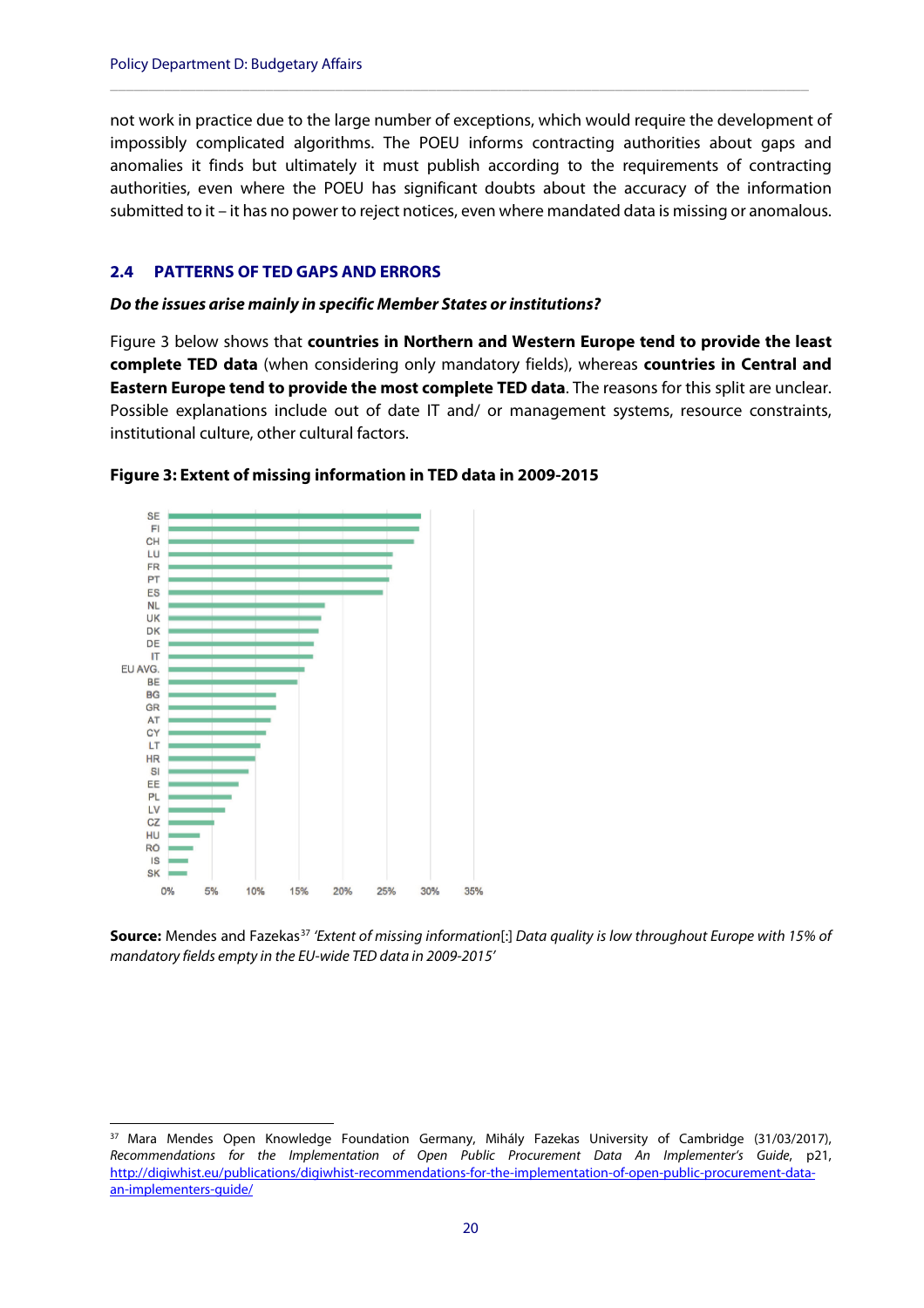not work in practice due to the large number of exceptions, which would require the development of impossibly complicated algorithms. The POEU informs contracting authorities about gaps and anomalies it finds but ultimately it must publish according to the requirements of contracting authorities, even where the POEU has significant doubts about the accuracy of the information submitted to it – it has no power to reject notices, even where mandated data is missing or anomalous.

## 2.4 PATTERNS OF TED GAPS AND ERRORS

***Do the issues arise mainly in specific Member States or institutions?***

Figure 3 below shows that **countries in Northern and Western Europe tend to provide the least complete TED data** (when considering only mandatory fields), whereas **countries in Central and Eastern Europe tend to provide the most complete TED data**. The reasons for this split are unclear. Possible explanations include out of date IT and/ or management systems, resource constraints, institutional culture, other cultural factors.

**Figure 3: Extent of missing information in TED data in 2009-2015**

**Source:** Mendes and Fazekas[37] *'Extent of missing information*[:] *Data quality is low throughout Europe with 15% of mandatory fields empty in the EU-wide TED data in 2009-2015'*

[37] Mara Mendes Open Knowledge Foundation Germany, Mihály Fazekas University of Cambridge (31/03/2017), *Recommendations for the Implementation of Open Public Procurement Data An Implementer's Guide*, p21, http://digiwhist.eu/publications/digiwhist-recommendations-for-the-implementation-of-open-public-procurement-data-an-implementers-guide/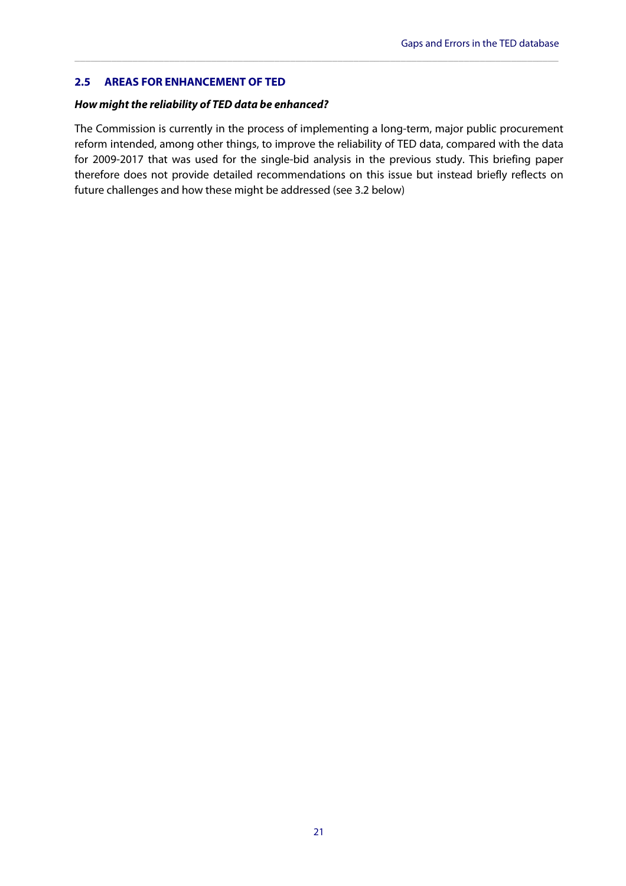## 2.5 AREAS FOR ENHANCEMENT OF TED

***How might the reliability of TED data be enhanced?***

The Commission is currently in the process of implementing a long-term, major public procurement reform intended, among other things, to improve the reliability of TED data, compared with the data for 2009-2017 that was used for the single-bid analysis in the previous study. This briefing paper therefore does not provide detailed recommendations on this issue but instead briefly reflects on future challenges and how these might be addressed (see 3.2 below)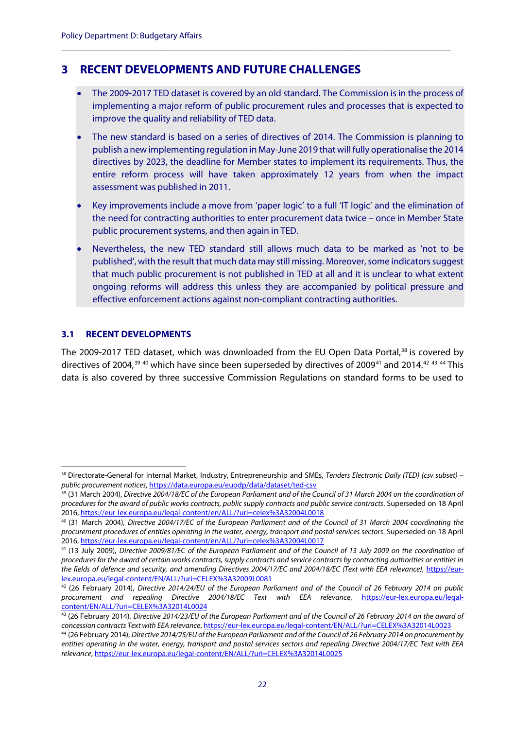# 3 RECENT DEVELOPMENTS AND FUTURE CHALLENGES

- The 2009-2017 TED dataset is covered by an old standard. The Commission is in the process of implementing a major reform of public procurement rules and processes that is expected to improve the quality and reliability of TED data.
- The new standard is based on a series of directives of 2014. The Commission is planning to publish a new implementing regulation in May-June 2019 that will fully operationalise the 2014 directives by 2023, the deadline for Member states to implement its requirements. Thus, the entire reform process will have taken approximately 12 years from when the impact assessment was published in 2011.
- Key improvements include a move from 'paper logic' to a full 'IT logic' and the elimination of the need for contracting authorities to enter procurement data twice – once in Member State public procurement systems, and then again in TED.
- Nevertheless, the new TED standard still allows much data to be marked as 'not to be published', with the result that much data may still missing. Moreover, some indicators suggest that much public procurement is not published in TED at all and it is unclear to what extent ongoing reforms will address this unless they are accompanied by political pressure and effective enforcement actions against non-compliant contracting authorities.

## 3.1 RECENT DEVELOPMENTS

The 2009-2017 TED dataset, which was downloaded from the EU Open Data Portal,[38] is covered by directives of 2004,[39] [40] which have since been superseded by directives of 2009[41] and 2014.[42] [43] [44] This data is also covered by three successive Commission Regulations on standard forms to be used to

---

[38] Directorate-General for Internal Market, Industry, Entrepreneurship and SMEs, *Tenders Electronic Daily (TED) (csv subset) – public procurement notices*, https://data.europa.eu/euodp/data/dataset/ted-csv

[39] (31 March 2004), *Directive 2004/18/EC of the European Parliament and of the Council of 31 March 2004 on the coordination of procedures for the award of public works contracts, public supply contracts and public service contracts*. Superseded on 18 April 2016, https://eur-lex.europa.eu/legal-content/en/ALL/?uri=celex%3A32004L0018

[40] (31 March 2004), *Directive 2004/17/EC of the European Parliament and of the Council of 31 March 2004 coordinating the procurement procedures of entities operating in the water, energy, transport and postal services sectors*. Superseded on 18 April 2016, https://eur-lex.europa.eu/legal-content/en/ALL/?uri=celex%3A32004L0017

[41] (13 July 2009), *Directive 2009/81/EC of the European Parliament and of the Council of 13 July 2009 on the coordination of procedures for the award of certain works contracts, supply contracts and service contracts by contracting authorities or entities in the fields of defence and security, and amending Directives 2004/17/EC and 2004/18/EC (Text with EEA relevance)*, https://eur-lex.europa.eu/legal-content/EN/ALL/?uri=CELEX%3A32009L0081

[42] (26 February 2014), *Directive 2014/24/EU of the European Parliament and of the Council of 26 February 2014 on public procurement and repealing Directive 2004/18/EC Text with EEA relevance*, https://eur-lex.europa.eu/legal-content/EN/ALL/?uri=CELEX%3A32014L0024

[43] (26 February 2014), *Directive 2014/23/EU of the European Parliament and of the Council of 26 February 2014 on the award of concession contracts Text with EEA relevance*, https://eur-lex.europa.eu/legal-content/EN/ALL/?uri=CELEX%3A32014L0023

[44] (26 February 2014), *Directive 2014/25/EU of the European Parliament and of the Council of 26 February 2014 on procurement by entities operating in the water, energy, transport and postal services sectors and repealing Directive 2004/17/EC Text with EEA relevance*, https://eur-lex.europa.eu/legal-content/EN/ALL/?uri=CELEX%3A32014L0025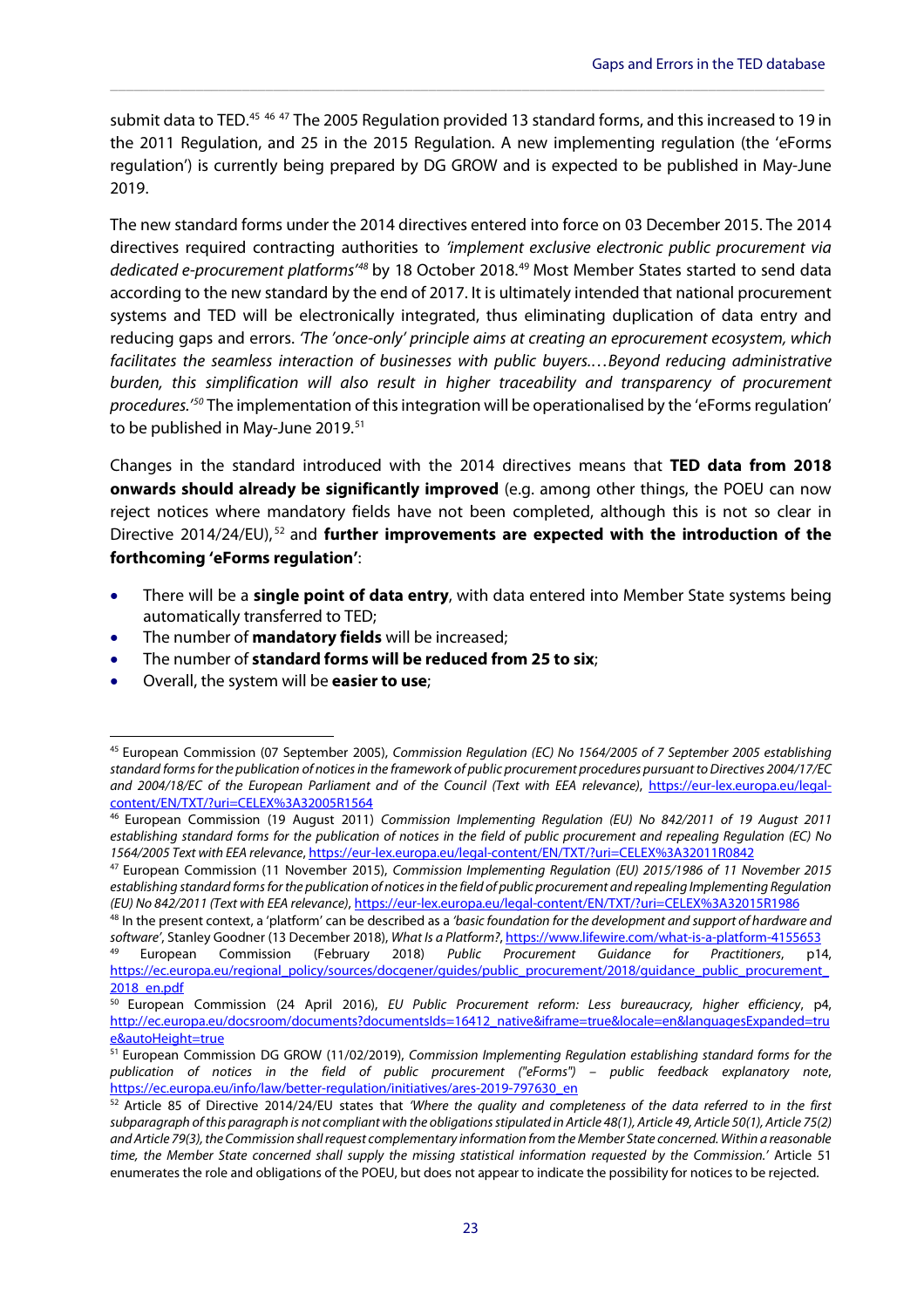submit data to TED.[45] [46] [47] The 2005 Regulation provided 13 standard forms, and this increased to 19 in the 2011 Regulation, and 25 in the 2015 Regulation. A new implementing regulation (the 'eForms regulation') is currently being prepared by DG GROW and is expected to be published in May-June 2019.

The new standard forms under the 2014 directives entered into force on 03 December 2015. The 2014 directives required contracting authorities to *'implement exclusive electronic public procurement via dedicated e-procurement platforms'*[48] by 18 October 2018.[49] Most Member States started to send data according to the new standard by the end of 2017. It is ultimately intended that national procurement systems and TED will be electronically integrated, thus eliminating duplication of data entry and reducing gaps and errors. *'The 'once-only' principle aims at creating an eprocurement ecosystem, which facilitates the seamless interaction of businesses with public buyers.…Beyond reducing administrative burden, this simplification will also result in higher traceability and transparency of procurement procedures.'*[50] The implementation of this integration will be operationalised by the 'eForms regulation' to be published in May-June 2019.[51]

Changes in the standard introduced with the 2014 directives means that **TED data from 2018 onwards should already be significantly improved** (e.g. among other things, the POEU can now reject notices where mandatory fields have not been completed, although this is not so clear in Directive 2014/24/EU),[52] and **further improvements are expected with the introduction of the forthcoming 'eForms regulation'**:

- There will be a **single point of data entry**, with data entered into Member State systems being automatically transferred to TED;
- The number of **mandatory fields** will be increased;
- The number of **standard forms will be reduced from 25 to six**;
- Overall, the system will be **easier to use**;

---

[45] European Commission (07 September 2005), *Commission Regulation (EC) No 1564/2005 of 7 September 2005 establishing standard forms for the publication of notices in the framework of public procurement procedures pursuant to Directives 2004/17/EC and 2004/18/EC of the European Parliament and of the Council (Text with EEA relevance)*, https://eur-lex.europa.eu/legal-content/EN/TXT/?uri=CELEX%3A32005R1564

[46] European Commission (19 August 2011) *Commission Implementing Regulation (EU) No 842/2011 of 19 August 2011 establishing standard forms for the publication of notices in the field of public procurement and repealing Regulation (EC) No 1564/2005 Text with EEA relevance*, https://eur-lex.europa.eu/legal-content/EN/TXT/?uri=CELEX%3A32011R0842

[47] European Commission (11 November 2015), *Commission Implementing Regulation (EU) 2015/1986 of 11 November 2015 establishing standard forms for the publication of notices in the field of public procurement and repealing Implementing Regulation (EU) No 842/2011 (Text with EEA relevance)*, https://eur-lex.europa.eu/legal-content/EN/TXT/?uri=CELEX%3A32015R1986

[48] In the present context, a 'platform' can be described as a *'basic foundation for the development and support of hardware and software'*, Stanley Goodner (13 December 2018), *What Is a Platform?*, https://www.lifewire.com/what-is-a-platform-4155653

[49] European Commission (February 2018) *Public Procurement Guidance for Practitioners*, p14, https://ec.europa.eu/regional_policy/sources/docgener/guides/public_procurement/2018/guidance_public_procurement_2018_en.pdf

[50] European Commission (24 April 2016), *EU Public Procurement reform: Less bureaucracy, higher efficiency*, p4, http://ec.europa.eu/docsroom/documents?documentsIds=16412_native&iframe=true&locale=en&languagesExpanded=true&autoHeight=true

[51] European Commission DG GROW (11/02/2019), *Commission Implementing Regulation establishing standard forms for the publication of notices in the field of public procurement ("eForms") – public feedback explanatory note*, https://ec.europa.eu/info/law/better-regulation/initiatives/ares-2019-797630_en

[52] Article 85 of Directive 2014/24/EU states that *'Where the quality and completeness of the data referred to in the first subparagraph of this paragraph is not compliant with the obligations stipulated in Article 48(1), Article 49, Article 50(1), Article 75(2) and Article 79(3), the Commission shall request complementary information from the Member State concerned. Within a reasonable time, the Member State concerned shall supply the missing statistical information requested by the Commission.'* Article 51 enumerates the role and obligations of the POEU, but does not appear to indicate the possibility for notices to be rejected.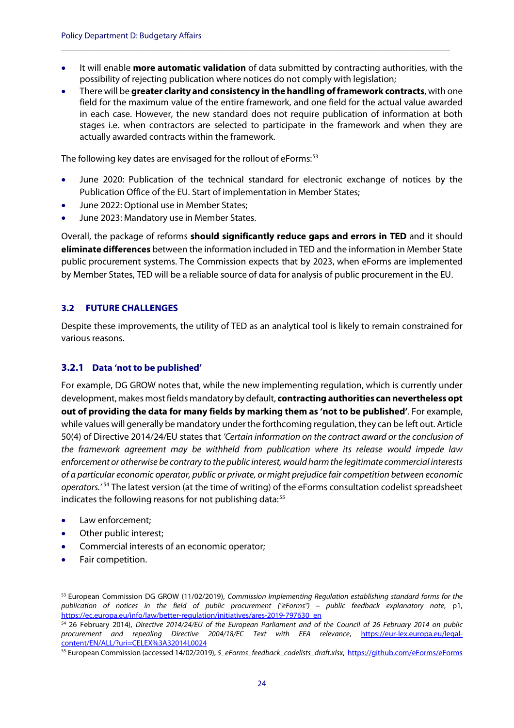- It will enable **more automatic validation** of data submitted by contracting authorities, with the possibility of rejecting publication where notices do not comply with legislation;
- There will be **greater clarity and consistency in the handling of framework contracts**, with one field for the maximum value of the entire framework, and one field for the actual value awarded in each case. However, the new standard does not require publication of information at both stages i.e. when contractors are selected to participate in the framework and when they are actually awarded contracts within the framework.

The following key dates are envisaged for the rollout of eForms:[53]

- June 2020: Publication of the technical standard for electronic exchange of notices by the Publication Office of the EU. Start of implementation in Member States;
- June 2022: Optional use in Member States;
- June 2023: Mandatory use in Member States.

Overall, the package of reforms **should significantly reduce gaps and errors in TED** and it should **eliminate differences** between the information included in TED and the information in Member State public procurement systems. The Commission expects that by 2023, when eForms are implemented by Member States, TED will be a reliable source of data for analysis of public procurement in the EU.

## 3.2 FUTURE CHALLENGES

Despite these improvements, the utility of TED as an analytical tool is likely to remain constrained for various reasons.

### 3.2.1 Data 'not to be published'

For example, DG GROW notes that, while the new implementing regulation, which is currently under development, makes most fields mandatory by default, **contracting authorities can nevertheless opt out of providing the data for many fields by marking them as 'not to be published'**. For example, while values will generally be mandatory under the forthcoming regulation, they can be left out. Article 50(4) of Directive 2014/24/EU states that *'Certain information on the contract award or the conclusion of the framework agreement may be withheld from publication where its release would impede law enforcement or otherwise be contrary to the public interest, would harm the legitimate commercial interests of a particular economic operator, public or private, or might prejudice fair competition between economic operators.'*[54] The latest version (at the time of writing) of the eForms consultation codelist spreadsheet indicates the following reasons for not publishing data:[55]

- Law enforcement;
- Other public interest;
- Commercial interests of an economic operator;
- Fair competition.

---

[53] European Commission DG GROW (11/02/2019), *Commission Implementing Regulation establishing standard forms for the publication of notices in the field of public procurement ("eForms") – public feedback explanatory note*, p1, https://ec.europa.eu/info/law/better-regulation/initiatives/ares-2019-797630_en

[54] 26 February 2014), *Directive 2014/24/EU of the European Parliament and of the Council of 26 February 2014 on public procurement and repealing Directive 2004/18/EC Text with EEA relevance*, https://eur-lex.europa.eu/legal-content/EN/ALL/?uri=CELEX%3A32014L0024

[55] European Commission (accessed 14/02/2019), *5_eForms_feedback_codelists_draft.xlsx*, https://github.com/eForms/eForms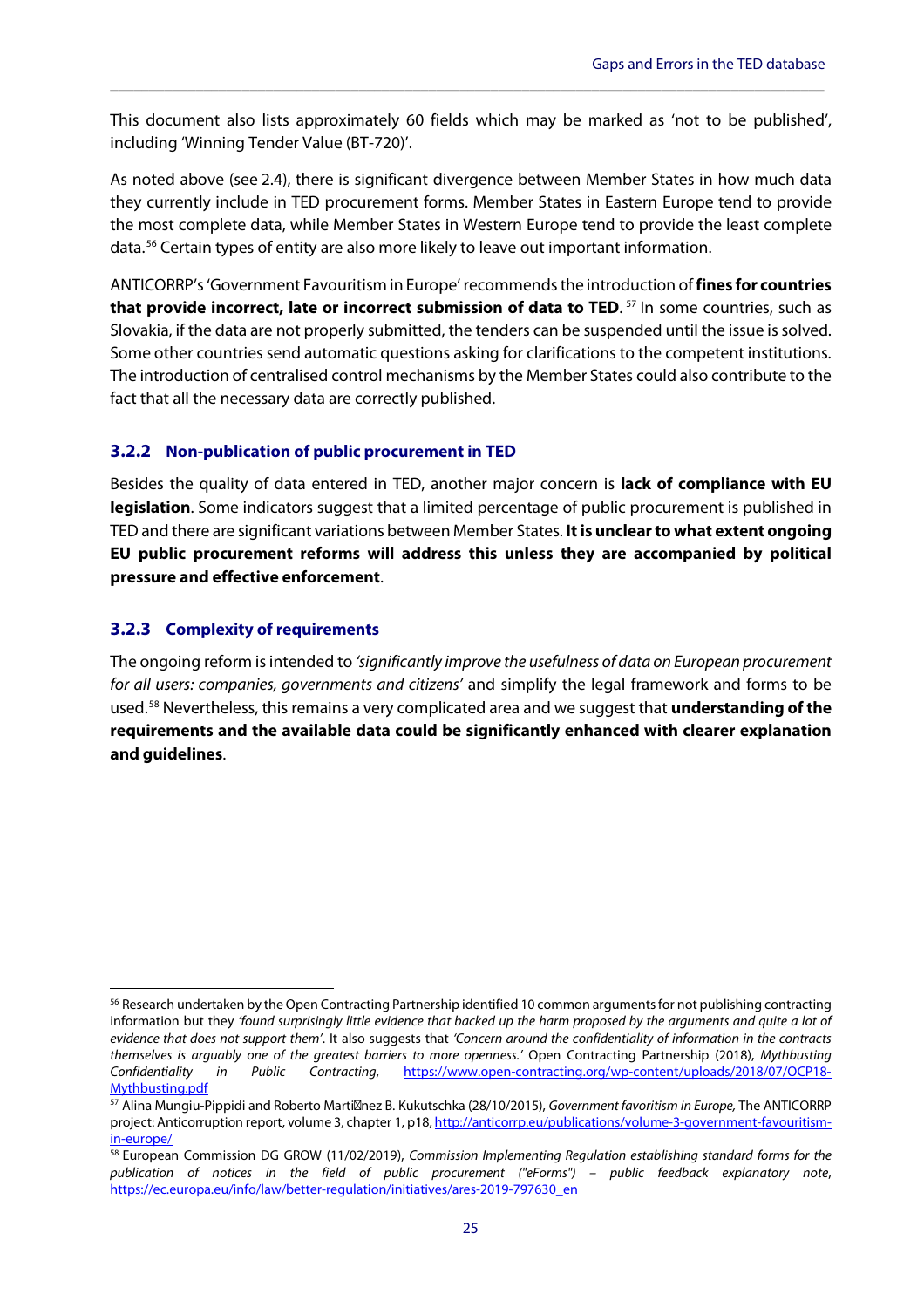This document also lists approximately 60 fields which may be marked as 'not to be published', including 'Winning Tender Value (BT-720)'.

As noted above (see 2.4), there is significant divergence between Member States in how much data they currently include in TED procurement forms. Member States in Eastern Europe tend to provide the most complete data, while Member States in Western Europe tend to provide the least complete data.[56] Certain types of entity are also more likely to leave out important information.

ANTICORRP's 'Government Favouritism in Europe' recommends the introduction of **fines for countries that provide incorrect, late or incorrect submission of data to TED**. [57] In some countries, such as Slovakia, if the data are not properly submitted, the tenders can be suspended until the issue is solved. Some other countries send automatic questions asking for clarifications to the competent institutions. The introduction of centralised control mechanisms by the Member States could also contribute to the fact that all the necessary data are correctly published.

### 3.2.2 Non-publication of public procurement in TED

Besides the quality of data entered in TED, another major concern is **lack of compliance with EU legislation**. Some indicators suggest that a limited percentage of public procurement is published in TED and there are significant variations between Member States. **It is unclear to what extent ongoing EU public procurement reforms will address this unless they are accompanied by political pressure and effective enforcement**.

### 3.2.3 Complexity of requirements

The ongoing reform is intended to *'significantly improve the usefulness of data on European procurement for all users: companies, governments and citizens'* and simplify the legal framework and forms to be used.[58] Nevertheless, this remains a very complicated area and we suggest that **understanding of the requirements and the available data could be significantly enhanced with clearer explanation and guidelines**.

---

[56] Research undertaken by the Open Contracting Partnership identified 10 common arguments for not publishing contracting information but they *'found surprisingly little evidence that backed up the harm proposed by the arguments and quite a lot of evidence that does not support them'*. It also suggests that *'Concern around the confidentiality of information in the contracts themselves is arguably one of the greatest barriers to more openness.'* Open Contracting Partnership (2018), *Mythbusting Confidentiality in Public Contracting*, https://www.open-contracting.org/wp-content/uploads/2018/07/OCP18-Mythbusting.pdf

[57] Alina Mungiu-Pippidi and Roberto Martínez B. Kukutschka (28/10/2015), *Government favoritism in Europe,* The ANTICORRP project: Anticorruption report, volume 3, chapter 1, p18, http://anticorrp.eu/publications/volume-3-government-favouritism-in-europe/

[58] European Commission DG GROW (11/02/2019), *Commission Implementing Regulation establishing standard forms for the publication of notices in the field of public procurement ("eForms") – public feedback explanatory note*, https://ec.europa.eu/info/law/better-regulation/initiatives/ares-2019-797630_en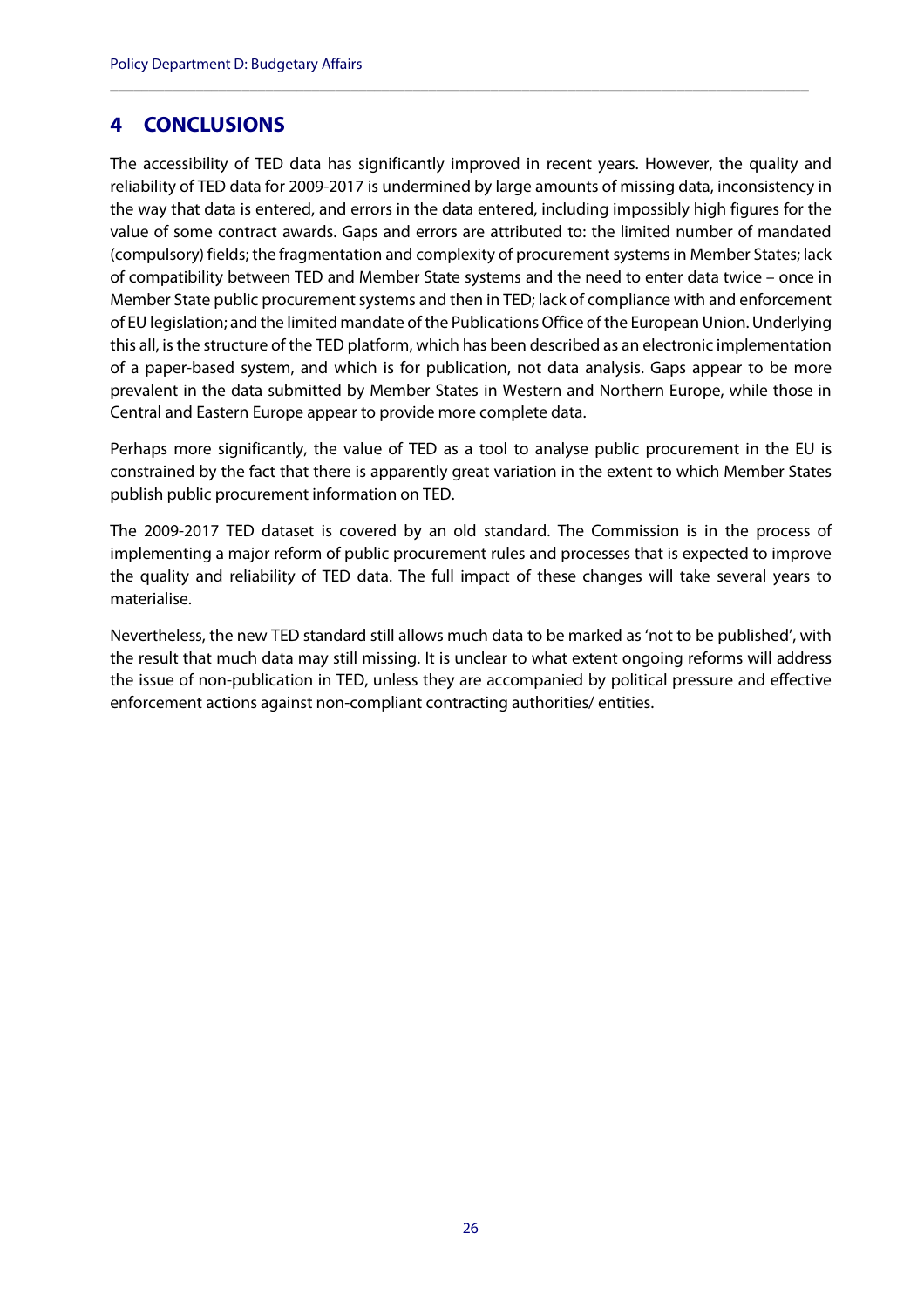# 4 CONCLUSIONS

The accessibility of TED data has significantly improved in recent years. However, the quality and reliability of TED data for 2009-2017 is undermined by large amounts of missing data, inconsistency in the way that data is entered, and errors in the data entered, including impossibly high figures for the value of some contract awards. Gaps and errors are attributed to: the limited number of mandated (compulsory) fields; the fragmentation and complexity of procurement systems in Member States; lack of compatibility between TED and Member State systems and the need to enter data twice – once in Member State public procurement systems and then in TED; lack of compliance with and enforcement of EU legislation; and the limited mandate of the Publications Office of the European Union. Underlying this all, is the structure of the TED platform, which has been described as an electronic implementation of a paper-based system, and which is for publication, not data analysis. Gaps appear to be more prevalent in the data submitted by Member States in Western and Northern Europe, while those in Central and Eastern Europe appear to provide more complete data.

Perhaps more significantly, the value of TED as a tool to analyse public procurement in the EU is constrained by the fact that there is apparently great variation in the extent to which Member States publish public procurement information on TED.

The 2009-2017 TED dataset is covered by an old standard. The Commission is in the process of implementing a major reform of public procurement rules and processes that is expected to improve the quality and reliability of TED data. The full impact of these changes will take several years to materialise.

Nevertheless, the new TED standard still allows much data to be marked as 'not to be published', with the result that much data may still missing. It is unclear to what extent ongoing reforms will address the issue of non-publication in TED, unless they are accompanied by political pressure and effective enforcement actions against non-compliant contracting authorities/ entities.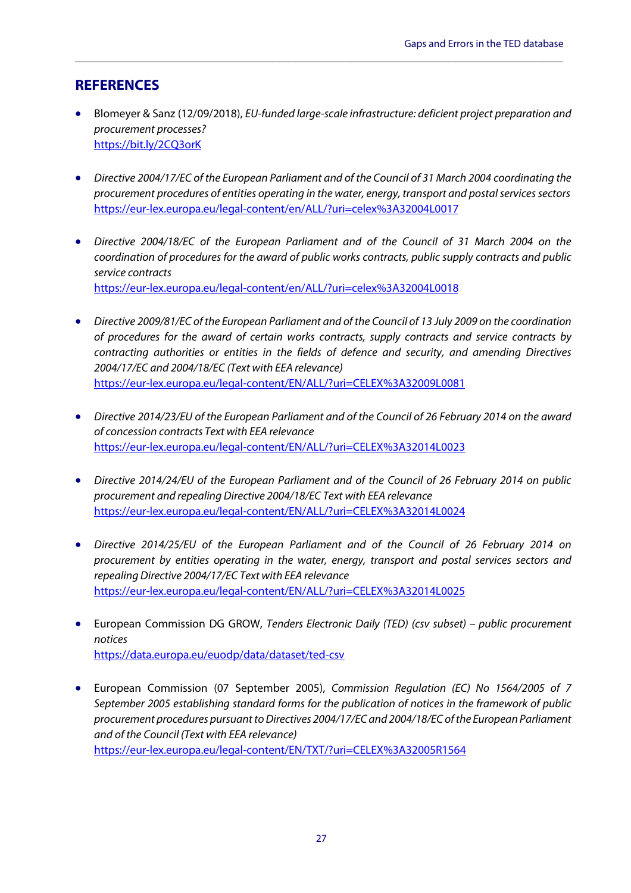## REFERENCES

- Blomeyer & Sanz (12/09/2018), *EU-funded large-scale infrastructure: deficient project preparation and procurement processes?*
  https://bit.ly/2CQ3orK

- *Directive 2004/17/EC of the European Parliament and of the Council of 31 March 2004 coordinating the procurement procedures of entities operating in the water, energy, transport and postal services sectors*
  https://eur-lex.europa.eu/legal-content/en/ALL/?uri=celex%3A32004L0017

- *Directive 2004/18/EC of the European Parliament and of the Council of 31 March 2004 on the coordination of procedures for the award of public works contracts, public supply contracts and public service contracts*
  https://eur-lex.europa.eu/legal-content/en/ALL/?uri=celex%3A32004L0018

- *Directive 2009/81/EC of the European Parliament and of the Council of 13 July 2009 on the coordination of procedures for the award of certain works contracts, supply contracts and service contracts by contracting authorities or entities in the fields of defence and security, and amending Directives 2004/17/EC and 2004/18/EC (Text with EEA relevance)*
  https://eur-lex.europa.eu/legal-content/EN/ALL/?uri=CELEX%3A32009L0081

- *Directive 2014/23/EU of the European Parliament and of the Council of 26 February 2014 on the award of concession contracts Text with EEA relevance*
  https://eur-lex.europa.eu/legal-content/EN/ALL/?uri=CELEX%3A32014L0023

- *Directive 2014/24/EU of the European Parliament and of the Council of 26 February 2014 on public procurement and repealing Directive 2004/18/EC Text with EEA relevance*
  https://eur-lex.europa.eu/legal-content/EN/ALL/?uri=CELEX%3A32014L0024

- *Directive 2014/25/EU of the European Parliament and of the Council of 26 February 2014 on procurement by entities operating in the water, energy, transport and postal services sectors and repealing Directive 2004/17/EC Text with EEA relevance*
  https://eur-lex.europa.eu/legal-content/EN/ALL/?uri=CELEX%3A32014L0025

- European Commission DG GROW, *Tenders Electronic Daily (TED) (csv subset) – public procurement notices*
  https://data.europa.eu/euodp/data/dataset/ted-csv

- European Commission (07 September 2005), *Commission Regulation (EC) No 1564/2005 of 7 September 2005 establishing standard forms for the publication of notices in the framework of public procurement procedures pursuant to Directives 2004/17/EC and 2004/18/EC of the European Parliament and of the Council (Text with EEA relevance)*
  https://eur-lex.europa.eu/legal-content/EN/TXT/?uri=CELEX%3A32005R1564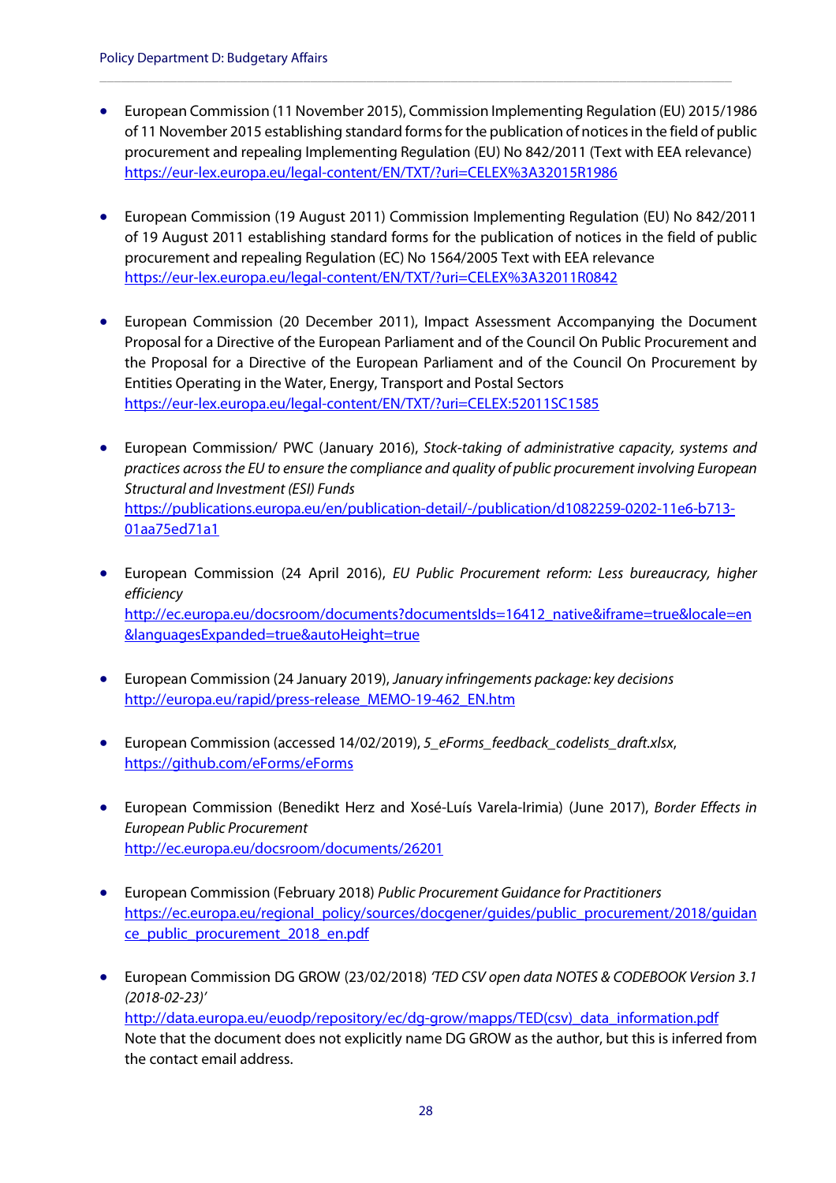- European Commission (11 November 2015), Commission Implementing Regulation (EU) 2015/1986 of 11 November 2015 establishing standard forms for the publication of notices in the field of public procurement and repealing Implementing Regulation (EU) No 842/2011 (Text with EEA relevance) https://eur-lex.europa.eu/legal-content/EN/TXT/?uri=CELEX%3A32015R1986

- European Commission (19 August 2011) Commission Implementing Regulation (EU) No 842/2011 of 19 August 2011 establishing standard forms for the publication of notices in the field of public procurement and repealing Regulation (EC) No 1564/2005 Text with EEA relevance https://eur-lex.europa.eu/legal-content/EN/TXT/?uri=CELEX%3A32011R0842

- European Commission (20 December 2011), Impact Assessment Accompanying the Document Proposal for a Directive of the European Parliament and of the Council On Public Procurement and the Proposal for a Directive of the European Parliament and of the Council On Procurement by Entities Operating in the Water, Energy, Transport and Postal Sectors https://eur-lex.europa.eu/legal-content/EN/TXT/?uri=CELEX:52011SC1585

- European Commission/ PWC (January 2016), *Stock-taking of administrative capacity, systems and practices across the EU to ensure the compliance and quality of public procurement involving European Structural and Investment (ESI) Funds* https://publications.europa.eu/en/publication-detail/-/publication/d1082259-0202-11e6-b713-01aa75ed71a1

- European Commission (24 April 2016), *EU Public Procurement reform: Less bureaucracy, higher efficiency* http://ec.europa.eu/docsroom/documents?documentsIds=16412_native&iframe=true&locale=en&languagesExpanded=true&autoHeight=true

- European Commission (24 January 2019), *January infringements package: key decisions* http://europa.eu/rapid/press-release_MEMO-19-462_EN.htm

- European Commission (accessed 14/02/2019), *5_eForms_feedback_codelists_draft.xlsx*, https://github.com/eForms/eForms

- European Commission (Benedikt Herz and Xosé-Luís Varela-Irimia) (June 2017), *Border Effects in European Public Procurement* http://ec.europa.eu/docsroom/documents/26201

- European Commission (February 2018) *Public Procurement Guidance for Practitioners* https://ec.europa.eu/regional_policy/sources/docgener/guides/public_procurement/2018/guidance_public_procurement_2018_en.pdf

- European Commission DG GROW (23/02/2018) *'TED CSV open data NOTES & CODEBOOK Version 3.1 (2018-02-23)'* http://data.europa.eu/euodp/repository/ec/dg-grow/mapps/TED(csv)_data_information.pdf
  Note that the document does not explicitly name DG GROW as the author, but this is inferred from the contact email address.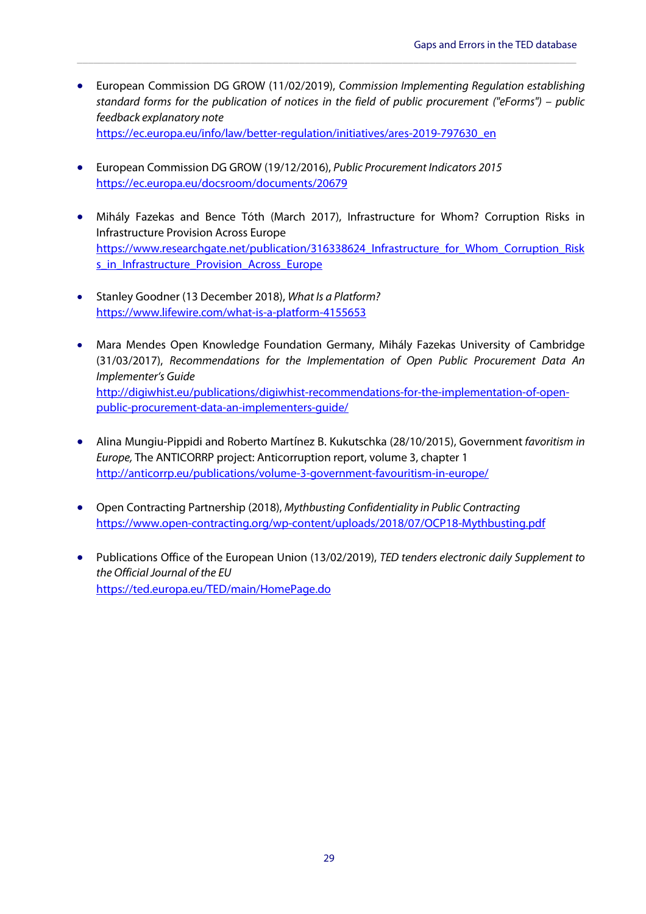- European Commission DG GROW (11/02/2019), *Commission Implementing Regulation establishing standard forms for the publication of notices in the field of public procurement ("eForms") – public feedback explanatory note*
  https://ec.europa.eu/info/law/better-regulation/initiatives/ares-2019-797630_en

- European Commission DG GROW (19/12/2016), *Public Procurement Indicators 2015*
  https://ec.europa.eu/docsroom/documents/20679

- Mihály Fazekas and Bence Tóth (March 2017), Infrastructure for Whom? Corruption Risks in Infrastructure Provision Across Europe
  https://www.researchgate.net/publication/316338624_Infrastructure_for_Whom_Corruption_Risks_in_Infrastructure_Provision_Across_Europe

- Stanley Goodner (13 December 2018), *What Is a Platform?*
  https://www.lifewire.com/what-is-a-platform-4155653

- Mara Mendes Open Knowledge Foundation Germany, Mihály Fazekas University of Cambridge (31/03/2017), *Recommendations for the Implementation of Open Public Procurement Data An Implementer's Guide*
  http://digiwhist.eu/publications/digiwhist-recommendations-for-the-implementation-of-open-public-procurement-data-an-implementers-guide/

- Alina Mungiu-Pippidi and Roberto Martínez B. Kukutschka (28/10/2015), Government *favoritism in Europe,* The ANTICORRP project: Anticorruption report, volume 3, chapter 1
  http://anticorrp.eu/publications/volume-3-government-favouritism-in-europe/

- Open Contracting Partnership (2018), *Mythbusting Confidentiality in Public Contracting*
  https://www.open-contracting.org/wp-content/uploads/2018/07/OCP18-Mythbusting.pdf

- Publications Office of the European Union (13/02/2019), *TED tenders electronic daily Supplement to the Official Journal of the EU*
  https://ted.europa.eu/TED/main/HomePage.do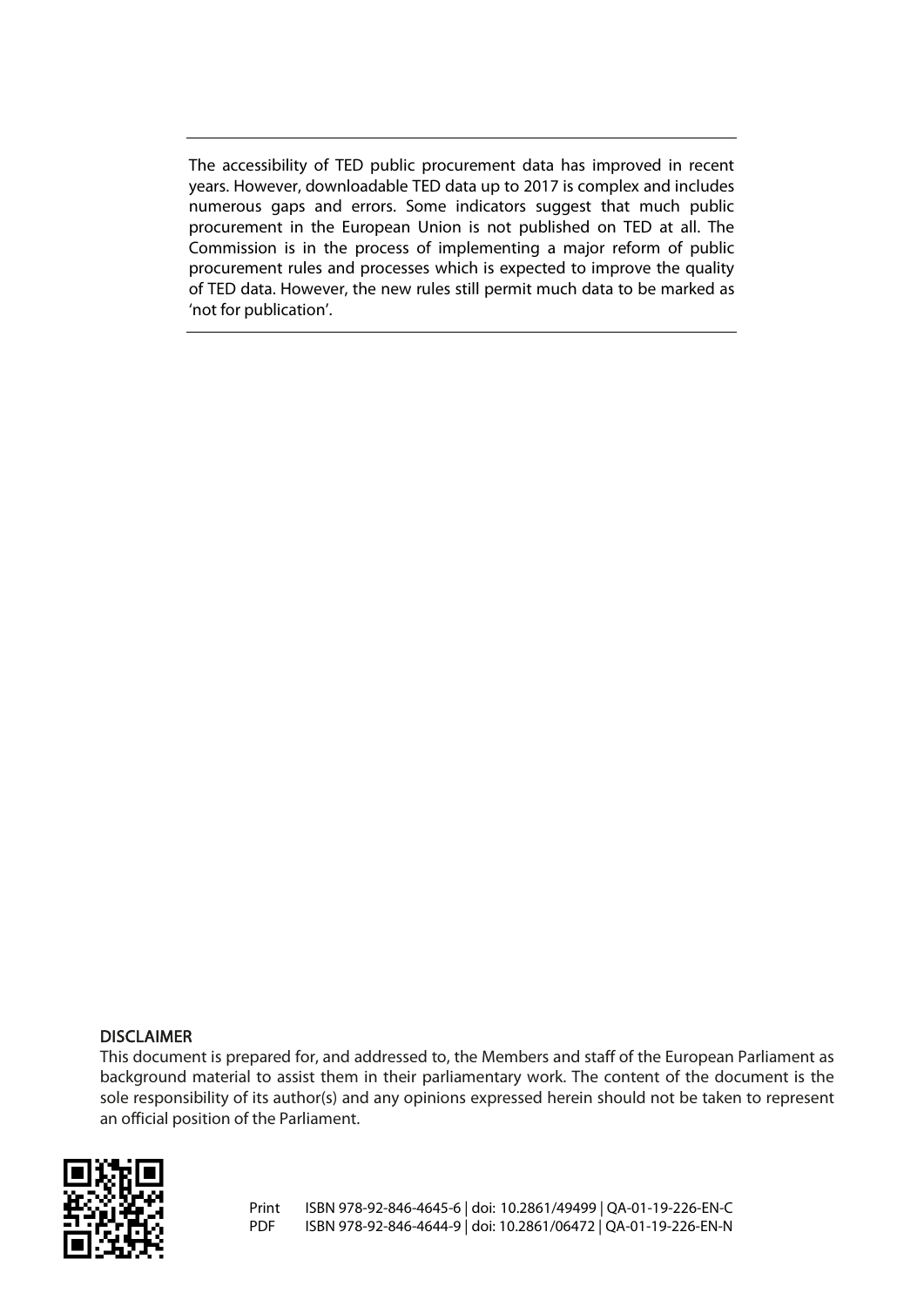The accessibility of TED public procurement data has improved in recent years. However, downloadable TED data up to 2017 is complex and includes numerous gaps and errors. Some indicators suggest that much public procurement in the European Union is not published on TED at all. The Commission is in the process of implementing a major reform of public procurement rules and processes which is expected to improve the quality of TED data. However, the new rules still permit much data to be marked as 'not for publication'.

**DISCLAIMER**

This document is prepared for, and addressed to, the Members and staff of the European Parliament as background material to assist them in their parliamentary work. The content of the document is the sole responsibility of its author(s) and any opinions expressed herein should not be taken to represent an official position of the Parliament.

Print ISBN 978-92-846-4645-6 | doi: 10.2861/49499 | QA-01-19-226-EN-C
PDF ISBN 978-92-846-4644-9 | doi: 10.2861/06472 | QA-01-19-226-EN-N